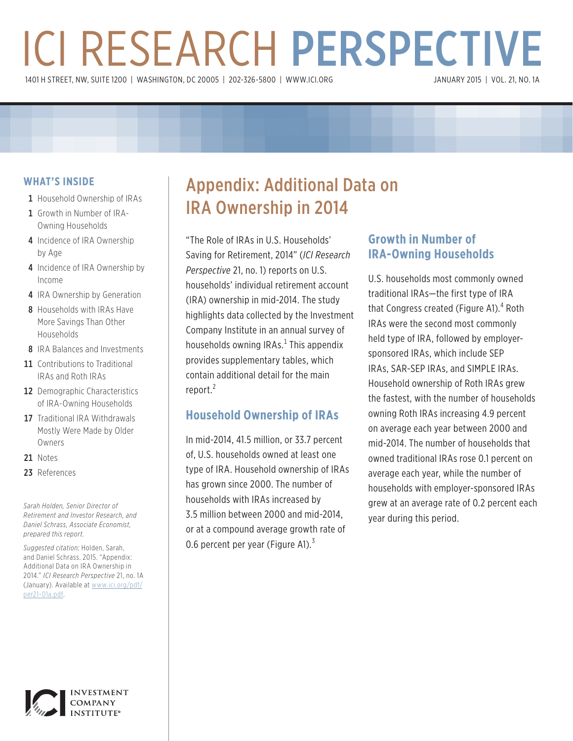# ICI RESEARCH PERSPECTIVE

1401 H STREET, NW, SUITE 1200 | WASHINGTON, DC 20005 | 202-326-5800 | WWW.ICI.ORG

JANUARY 2015 | VOL. 21, NO. 1A

## WHAT'S INSIDE

- 1 Household Ownership of IRAs
- 1 Growth in Number of IRA-Owning Households
- 4 Incidence of IRA Ownership by Age
- 4 Incidence of IRA Ownership by Income
- 4 IRA Ownership by Generation
- 8 Households with IRAs Have More Savings Than Other Households
- 8 IRA Balances and Investments
- 11 Contributions to Traditional IRAs and Roth IRAs
- 12 Demographic Characteristics of IRA-Owning Households
- 17 Traditional IRA Withdrawals Mostly Were Made by Older Owners
- 21 Notes
- 23 References

*Sarah Holden, Senior Director of Retirement and Investor Research, and Daniel Schrass, Associate Economist, prepared this report.*

*Suggested citation:* Holden, Sarah, and Daniel Schrass. 2015. "Appendix: Additional Data on IRA Ownership in 2014." *ICI Research Perspective* 21, no. 1A (January). Available at www.ici.org/pdf/per21-01a.pdf.

# Appendix: Additional Data on IRA Ownership in 2014

"The Role of IRAs in U.S. Households' Saving for Retirement, 2014" (*ICI Research Perspective* 21, no. 1) reports on U.S. households' individual retirement account (IRA) ownership in mid-2014. The study highlights data collected by the Investment Company Institute in an annual survey of households owning IRAs.[1] This appendix provides supplementary tables, which contain additional detail for the main report.[2]

## Household Ownership of IRAs

In mid-2014, 41.5 million, or 33.7 percent of, U.S. households owned at least one type of IRA. Household ownership of IRAs has grown since 2000. The number of households with IRAs increased by 3.5 million between 2000 and mid-2014, or at a compound average growth rate of 0.6 percent per year (Figure A1).[3]

## Growth in Number of IRA-Owning Households

U.S. households most commonly owned traditional IRAs—the first type of IRA that Congress created (Figure A1).[4] Roth IRAs were the second most commonly held type of IRA, followed by employer-sponsored IRAs, which include SEP IRAs, SAR-SEP IRAs, and SIMPLE IRAs. Household ownership of Roth IRAs grew the fastest, with the number of households owning Roth IRAs increasing 4.9 percent on average each year between 2000 and mid-2014. The number of households that owned traditional IRAs rose 0.1 percent on average each year, while the number of households with employer-sponsored IRAs grew at an average rate of 0.2 percent each year during this period.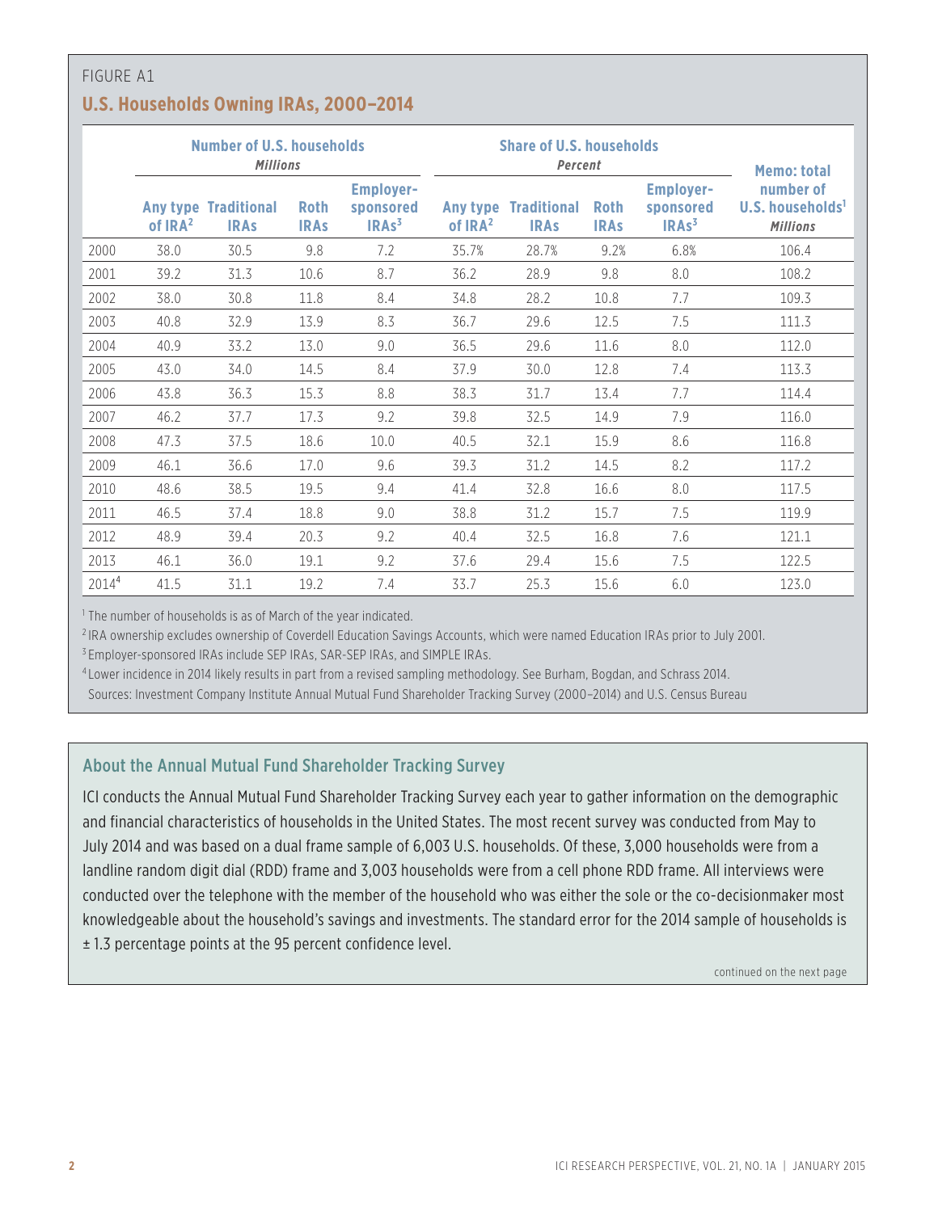FIGURE A1

## U.S. Households Owning IRAs, 2000–2014

| | Number of U.S. households *Millions* | | | | Share of U.S. households *Percent* | | | | Memo: total number of U.S. households[1] *Millions* |
|---|---|---|---|---|---|---|---|---|---|
| | Any type of IRA[2] | Traditional IRAs | Roth IRAs | Employer-sponsored IRAs[3] | Any type of IRA[2] | Traditional IRAs | Roth IRAs | Employer-sponsored IRAs[3] | |
| 2000 | 38.0 | 30.5 | 9.8 | 7.2 | 35.7% | 28.7% | 9.2% | 6.8% | 106.4 |
| 2001 | 39.2 | 31.3 | 10.6 | 8.7 | 36.2 | 28.9 | 9.8 | 8.0 | 108.2 |
| 2002 | 38.0 | 30.8 | 11.8 | 8.4 | 34.8 | 28.2 | 10.8 | 7.7 | 109.3 |
| 2003 | 40.8 | 32.9 | 13.9 | 8.3 | 36.7 | 29.6 | 12.5 | 7.5 | 111.3 |
| 2004 | 40.9 | 33.2 | 13.0 | 9.0 | 36.5 | 29.6 | 11.6 | 8.0 | 112.0 |
| 2005 | 43.0 | 34.0 | 14.5 | 8.4 | 37.9 | 30.0 | 12.8 | 7.4 | 113.3 |
| 2006 | 43.8 | 36.3 | 15.3 | 8.8 | 38.3 | 31.7 | 13.4 | 7.7 | 114.4 |
| 2007 | 46.2 | 37.7 | 17.3 | 9.2 | 39.8 | 32.5 | 14.9 | 7.9 | 116.0 |
| 2008 | 47.3 | 37.5 | 18.6 | 10.0 | 40.5 | 32.1 | 15.9 | 8.6 | 116.8 |
| 2009 | 46.1 | 36.6 | 17.0 | 9.6 | 39.3 | 31.2 | 14.5 | 8.2 | 117.2 |
| 2010 | 48.6 | 38.5 | 19.5 | 9.4 | 41.4 | 32.8 | 16.6 | 8.0 | 117.5 |
| 2011 | 46.5 | 37.4 | 18.8 | 9.0 | 38.8 | 31.2 | 15.7 | 7.5 | 119.9 |
| 2012 | 48.9 | 39.4 | 20.3 | 9.2 | 40.4 | 32.5 | 16.8 | 7.6 | 121.1 |
| 2013 | 46.1 | 36.0 | 19.1 | 9.2 | 37.6 | 29.4 | 15.6 | 7.5 | 122.5 |
| 2014[4] | 41.5 | 31.1 | 19.2 | 7.4 | 33.7 | 25.3 | 15.6 | 6.0 | 123.0 |

[1] The number of households is as of March of the year indicated.

[2] IRA ownership excludes ownership of Coverdell Education Savings Accounts, which were named Education IRAs prior to July 2001.

[3] Employer-sponsored IRAs include SEP IRAs, SAR-SEP IRAs, and SIMPLE IRAs.

[4] Lower incidence in 2014 likely results in part from a revised sampling methodology. See Burham, Bogdan, and Schrass 2014.

Sources: Investment Company Institute Annual Mutual Fund Shareholder Tracking Survey (2000–2014) and U.S. Census Bureau

### About the Annual Mutual Fund Shareholder Tracking Survey

ICI conducts the Annual Mutual Fund Shareholder Tracking Survey each year to gather information on the demographic and financial characteristics of households in the United States. The most recent survey was conducted from May to July 2014 and was based on a dual frame sample of 6,003 U.S. households. Of these, 3,000 households were from a landline random digit dial (RDD) frame and 3,003 households were from a cell phone RDD frame. All interviews were conducted over the telephone with the member of the household who was either the sole or the co-decisionmaker most knowledgeable about the household's savings and investments. The standard error for the 2014 sample of households is ± 1.3 percentage points at the 95 percent confidence level.

continued on the next page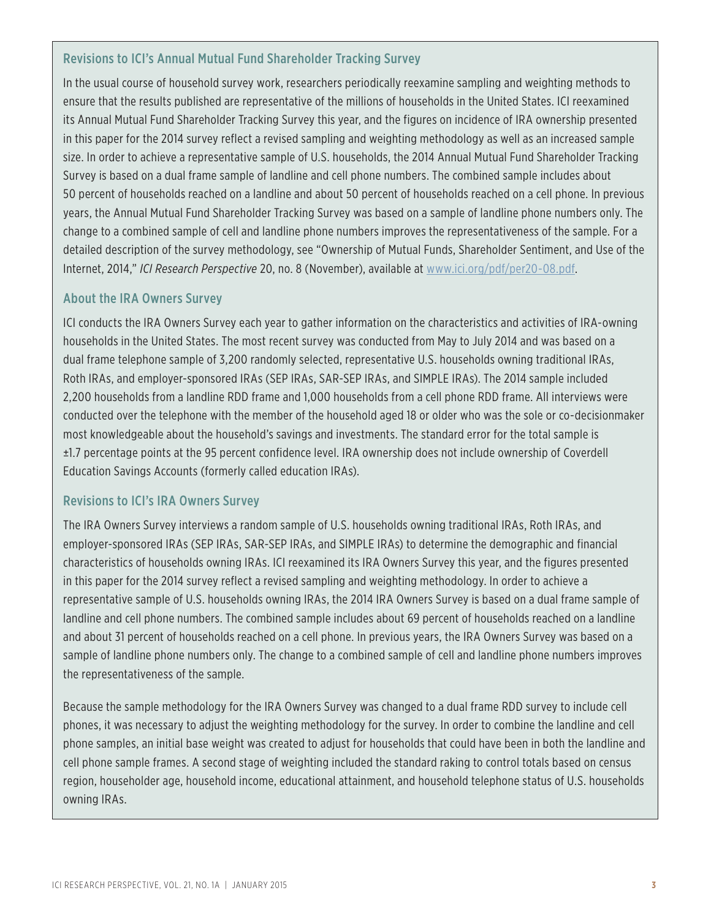### Revisions to ICI's Annual Mutual Fund Shareholder Tracking Survey

In the usual course of household survey work, researchers periodically reexamine sampling and weighting methods to ensure that the results published are representative of the millions of households in the United States. ICI reexamined its Annual Mutual Fund Shareholder Tracking Survey this year, and the figures on incidence of IRA ownership presented in this paper for the 2014 survey reflect a revised sampling and weighting methodology as well as an increased sample size. In order to achieve a representative sample of U.S. households, the 2014 Annual Mutual Fund Shareholder Tracking Survey is based on a dual frame sample of landline and cell phone numbers. The combined sample includes about 50 percent of households reached on a landline and about 50 percent of households reached on a cell phone. In previous years, the Annual Mutual Fund Shareholder Tracking Survey was based on a sample of landline phone numbers only. The change to a combined sample of cell and landline phone numbers improves the representativeness of the sample. For a detailed description of the survey methodology, see "Ownership of Mutual Funds, Shareholder Sentiment, and Use of the Internet, 2014," *ICI Research Perspective* 20, no. 8 (November), available at www.ici.org/pdf/per20-08.pdf.

### About the IRA Owners Survey

ICI conducts the IRA Owners Survey each year to gather information on the characteristics and activities of IRA-owning households in the United States. The most recent survey was conducted from May to July 2014 and was based on a dual frame telephone sample of 3,200 randomly selected, representative U.S. households owning traditional IRAs, Roth IRAs, and employer-sponsored IRAs (SEP IRAs, SAR-SEP IRAs, and SIMPLE IRAs). The 2014 sample included 2,200 households from a landline RDD frame and 1,000 households from a cell phone RDD frame. All interviews were conducted over the telephone with the member of the household aged 18 or older who was the sole or co-decisionmaker most knowledgeable about the household's savings and investments. The standard error for the total sample is ±1.7 percentage points at the 95 percent confidence level. IRA ownership does not include ownership of Coverdell Education Savings Accounts (formerly called education IRAs).

### Revisions to ICI's IRA Owners Survey

The IRA Owners Survey interviews a random sample of U.S. households owning traditional IRAs, Roth IRAs, and employer-sponsored IRAs (SEP IRAs, SAR-SEP IRAs, and SIMPLE IRAs) to determine the demographic and financial characteristics of households owning IRAs. ICI reexamined its IRA Owners Survey this year, and the figures presented in this paper for the 2014 survey reflect a revised sampling and weighting methodology. In order to achieve a representative sample of U.S. households owning IRAs, the 2014 IRA Owners Survey is based on a dual frame sample of landline and cell phone numbers. The combined sample includes about 69 percent of households reached on a landline and about 31 percent of households reached on a cell phone. In previous years, the IRA Owners Survey was based on a sample of landline phone numbers only. The change to a combined sample of cell and landline phone numbers improves the representativeness of the sample.

Because the sample methodology for the IRA Owners Survey was changed to a dual frame RDD survey to include cell phones, it was necessary to adjust the weighting methodology for the survey. In order to combine the landline and cell phone samples, an initial base weight was created to adjust for households that could have been in both the landline and cell phone sample frames. A second stage of weighting included the standard raking to control totals based on census region, householder age, household income, educational attainment, and household telephone status of U.S. households owning IRAs.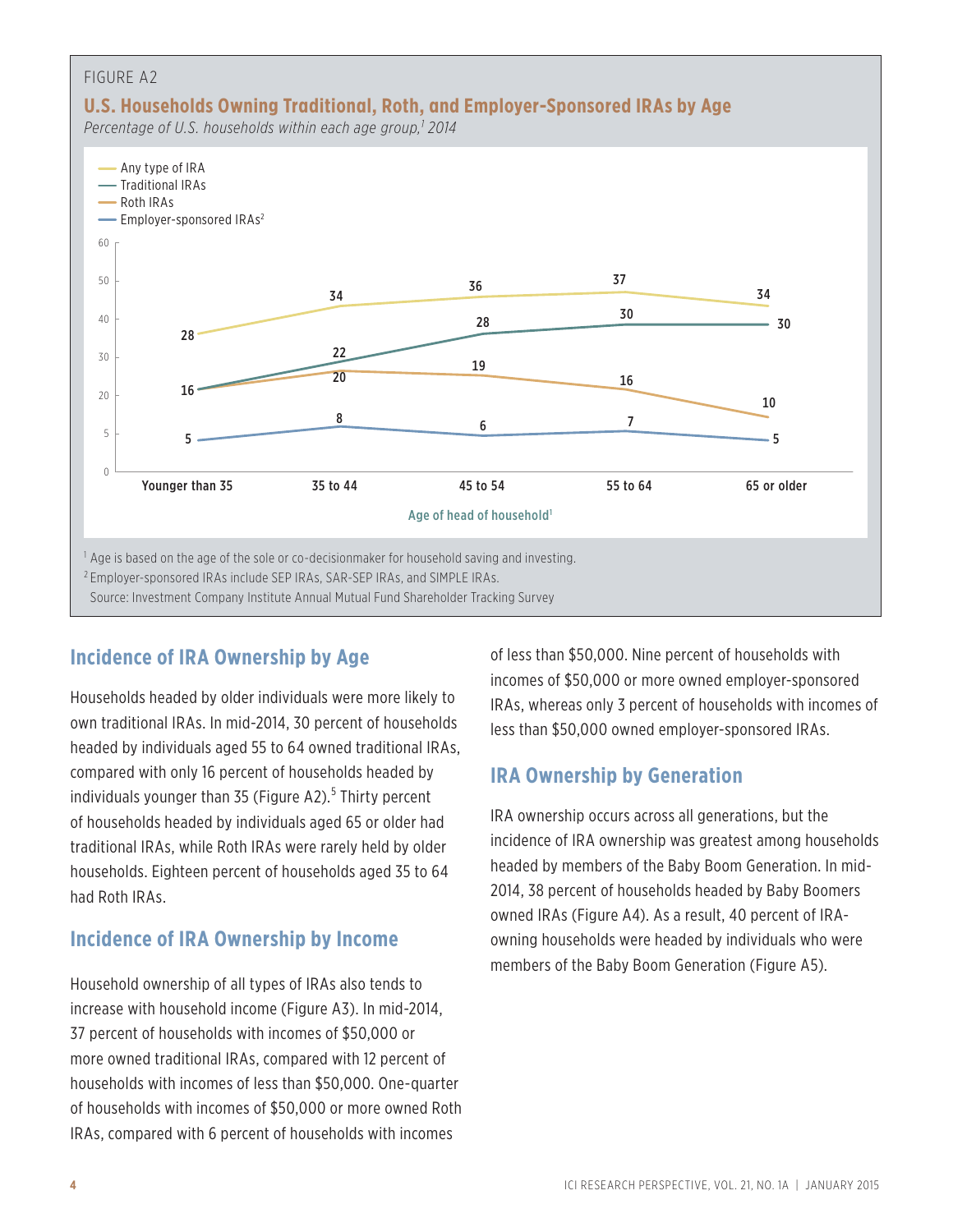FIGURE A2

**U.S. Households Owning Traditional, Roth, and Employer-Sponsored IRAs by Age**

*Percentage of U.S. households within each age group,[1] 2014*

| Age of head of household[1] | Any type of IRA | Traditional IRAs | Roth IRAs | Employer-sponsored IRAs[2] |
|---|---|---|---|---|
| Younger than 35 | 28 | 16 | 16 | 5 |
| 35 to 44 | 34 | 22 | 20 | 8 |
| 45 to 54 | 36 | 28 | 19 | 6 |
| 55 to 64 | 37 | 30 | 16 | 7 |
| 65 or older | 34 | 30 | 10 | 5 |

[1] Age is based on the age of the sole or co-decisionmaker for household saving and investing.

[2] Employer-sponsored IRAs include SEP IRAs, SAR-SEP IRAs, and SIMPLE IRAs.

Source: Investment Company Institute Annual Mutual Fund Shareholder Tracking Survey

## Incidence of IRA Ownership by Age

Households headed by older individuals were more likely to own traditional IRAs. In mid-2014, 30 percent of households headed by individuals aged 55 to 64 owned traditional IRAs, compared with only 16 percent of households headed by individuals younger than 35 (Figure A2).[5] Thirty percent of households headed by individuals aged 65 or older had traditional IRAs, while Roth IRAs were rarely held by older households. Eighteen percent of households aged 35 to 64 had Roth IRAs.

## Incidence of IRA Ownership by Income

Household ownership of all types of IRAs also tends to increase with household income (Figure A3). In mid-2014, 37 percent of households with incomes of $50,000 or more owned traditional IRAs, compared with 12 percent of households with incomes of less than $50,000. One-quarter of households with incomes of $50,000 or more owned Roth IRAs, compared with 6 percent of households with incomes of less than $50,000. Nine percent of households with incomes of $50,000 or more owned employer-sponsored IRAs, whereas only 3 percent of households with incomes of less than $50,000 owned employer-sponsored IRAs.

## IRA Ownership by Generation

IRA ownership occurs across all generations, but the incidence of IRA ownership was greatest among households headed by members of the Baby Boom Generation. In mid-2014, 38 percent of households headed by Baby Boomers owned IRAs (Figure A4). As a result, 40 percent of IRA-owning households were headed by individuals who were members of the Baby Boom Generation (Figure A5).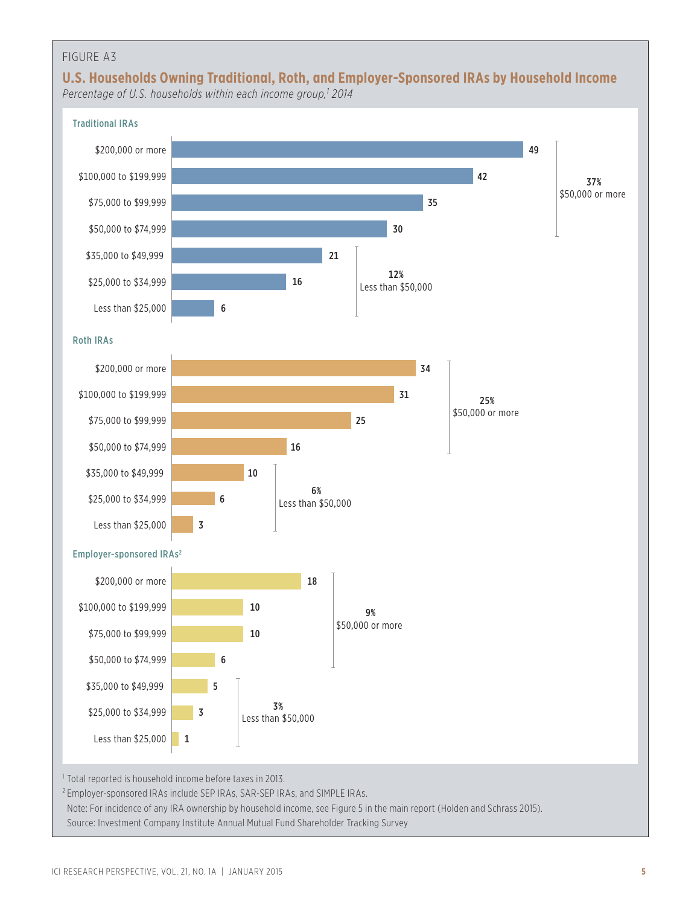FIGURE A3

## U.S. Households Owning Traditional, Roth, and Employer-Sponsored IRAs by Household Income

*Percentage of U.S. households within each income group,[1] 2014*

**Traditional IRAs**

| Household income | Percent | Group total |
|---|---|---|
| $200,000 or more | 49 | 37% $50,000 or more |
| $100,000 to $199,999 | 42 | |
| $75,000 to $99,999 | 35 | |
| $50,000 to $74,999 | 30 | |
| $35,000 to $49,999 | 21 | 12% Less than $50,000 |
| $25,000 to $34,999 | 16 | |
| Less than $25,000 | 6 | |

**Roth IRAs**

| Household income | Percent | Group total |
|---|---|---|
| $200,000 or more | 34 | 25% $50,000 or more |
| $100,000 to $199,999 | 31 | |
| $75,000 to $99,999 | 25 | |
| $50,000 to $74,999 | 16 | |
| $35,000 to $49,999 | 10 | 6% Less than $50,000 |
| $25,000 to $34,999 | 6 | |
| Less than $25,000 | 3 | |

**Employer-sponsored IRAs[2]**

| Household income | Percent | Group total |
|---|---|---|
| $200,000 or more | 18 | 9% $50,000 or more |
| $100,000 to $199,999 | 10 | |
| $75,000 to $99,999 | 10 | |
| $50,000 to $74,999 | 6 | |
| $35,000 to $49,999 | 5 | 3% Less than $50,000 |
| $25,000 to $34,999 | 3 | |
| Less than $25,000 | 1 | |

[1] Total reported is household income before taxes in 2013.

[2] Employer-sponsored IRAs include SEP IRAs, SAR-SEP IRAs, and SIMPLE IRAs.

Note: For incidence of any IRA ownership by household income, see Figure 5 in the main report (Holden and Schrass 2015).

Source: Investment Company Institute Annual Mutual Fund Shareholder Tracking Survey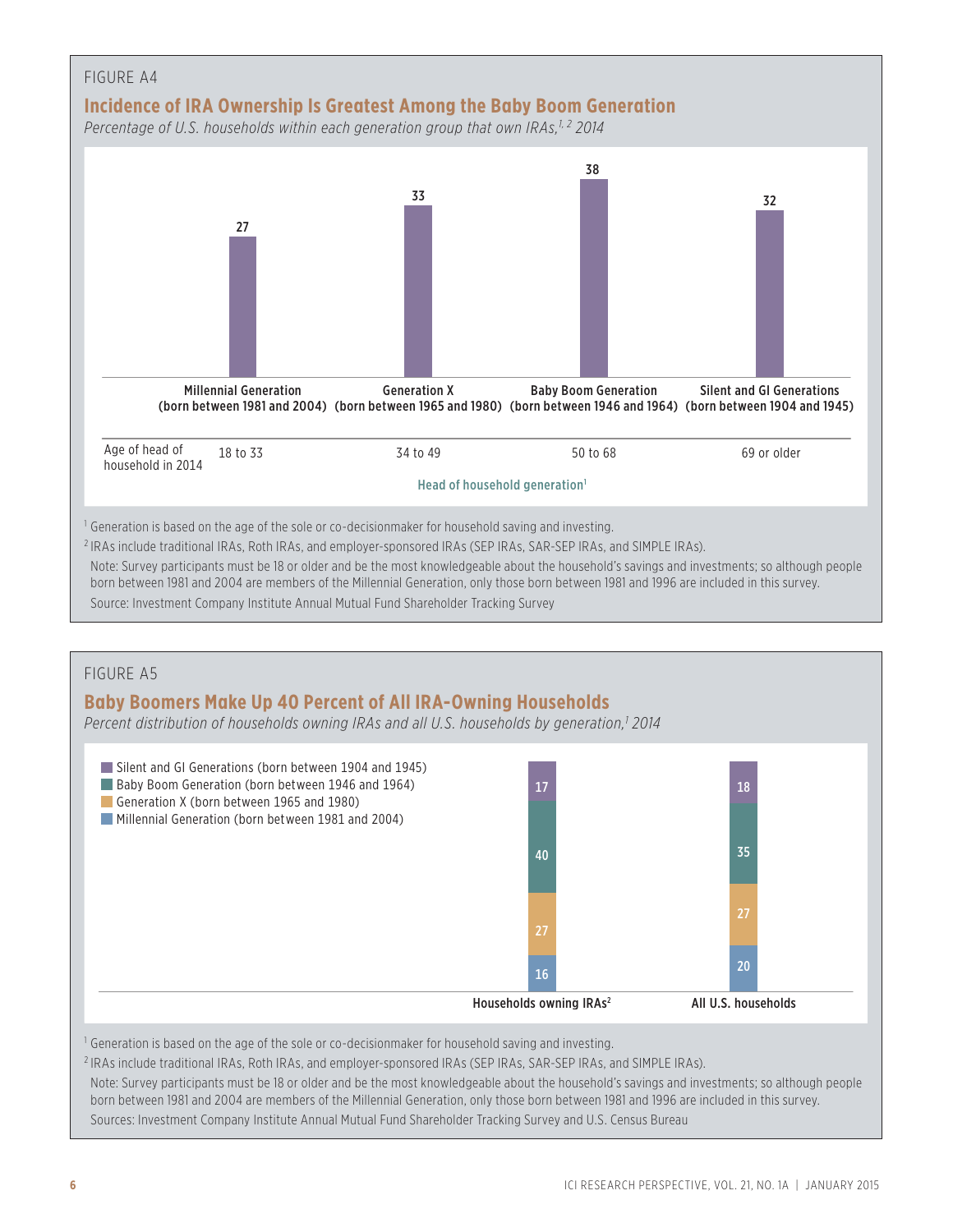FIGURE A4

## Incidence of IRA Ownership Is Greatest Among the Baby Boom Generation

*Percentage of U.S. households within each generation group that own IRAs,[1, 2] 2014*

| Head of household generation[1] | Millennial Generation (born between 1981 and 2004) | Generation X (born between 1965 and 1980) | Baby Boom Generation (born between 1946 and 1964) | Silent and GI Generations (born between 1904 and 1945) |
|---|---|---|---|---|
| Percentage owning IRAs | 27 | 33 | 38 | 32 |
| Age of head of household in 2014 | 18 to 33 | 34 to 49 | 50 to 68 | 69 or older |

[1] Generation is based on the age of the sole or co-decisionmaker for household saving and investing.

[2] IRAs include traditional IRAs, Roth IRAs, and employer-sponsored IRAs (SEP IRAs, SAR-SEP IRAs, and SIMPLE IRAs).

Note: Survey participants must be 18 or older and be the most knowledgeable about the household's savings and investments; so although people born between 1981 and 2004 are members of the Millennial Generation, only those born between 1981 and 1996 are included in this survey.

Source: Investment Company Institute Annual Mutual Fund Shareholder Tracking Survey

FIGURE A5

## Baby Boomers Make Up 40 Percent of All IRA-Owning Households

*Percent distribution of households owning IRAs and all U.S. households by generation,[1] 2014*

| Generation | Households owning IRAs[2] | All U.S. households |
|---|---|---|
| Silent and GI Generations (born between 1904 and 1945) | 17 | 18 |
| Baby Boom Generation (born between 1946 and 1964) | 40 | 35 |
| Generation X (born between 1965 and 1980) | 27 | 27 |
| Millennial Generation (born between 1981 and 2004) | 16 | 20 |

[1] Generation is based on the age of the sole or co-decisionmaker for household saving and investing.

[2] IRAs include traditional IRAs, Roth IRAs, and employer-sponsored IRAs (SEP IRAs, SAR-SEP IRAs, and SIMPLE IRAs).

Note: Survey participants must be 18 or older and be the most knowledgeable about the household's savings and investments; so although people born between 1981 and 2004 are members of the Millennial Generation, only those born between 1981 and 1996 are included in this survey.

Sources: Investment Company Institute Annual Mutual Fund Shareholder Tracking Survey and U.S. Census Bureau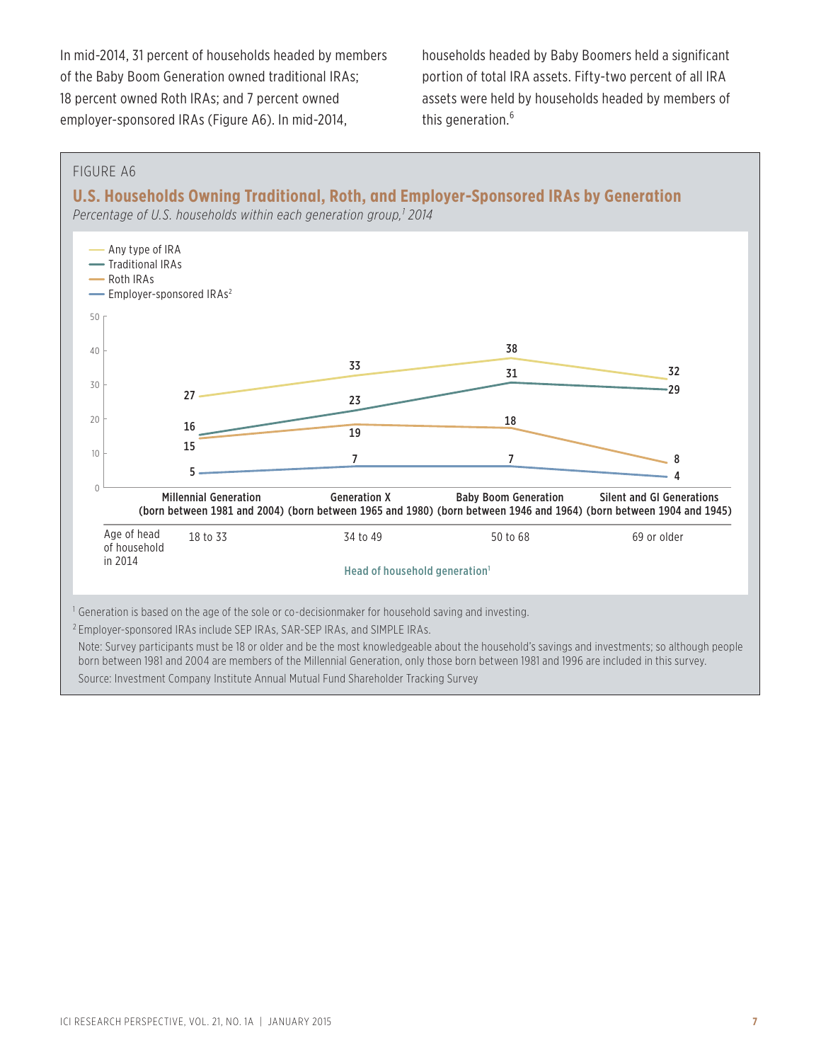In mid-2014, 31 percent of households headed by members of the Baby Boom Generation owned traditional IRAs; 18 percent owned Roth IRAs; and 7 percent owned employer-sponsored IRAs (Figure A6). In mid-2014, households headed by Baby Boomers held a significant portion of total IRA assets. Fifty-two percent of all IRA assets were held by households headed by members of this generation.[6]

FIGURE A6

## U.S. Households Owning Traditional, Roth, and Employer-Sponsored IRAs by Generation

*Percentage of U.S. households within each generation group,[1] 2014*

| Head of household generation[1] | Millennial Generation (born between 1981 and 2004) | Generation X (born between 1965 and 1980) | Baby Boom Generation (born between 1946 and 1964) | Silent and GI Generations (born between 1904 and 1945) |
|---|---|---|---|---|
| Age of head of household in 2014 | 18 to 33 | 34 to 49 | 50 to 68 | 69 or older |
| Any type of IRA | 27 | 33 | 38 | 32 |
| Traditional IRAs | 16 | 23 | 31 | 29 |
| Roth IRAs | 15 | 19 | 18 | 8 |
| Employer-sponsored IRAs[2] | 5 | 7 | 7 | 4 |

[1] Generation is based on the age of the sole or co-decisionmaker for household saving and investing.

[2] Employer-sponsored IRAs include SEP IRAs, SAR-SEP IRAs, and SIMPLE IRAs.

Note: Survey participants must be 18 or older and be the most knowledgeable about the household's savings and investments; so although people born between 1981 and 2004 are members of the Millennial Generation, only those born between 1981 and 1996 are included in this survey.

Source: Investment Company Institute Annual Mutual Fund Shareholder Tracking Survey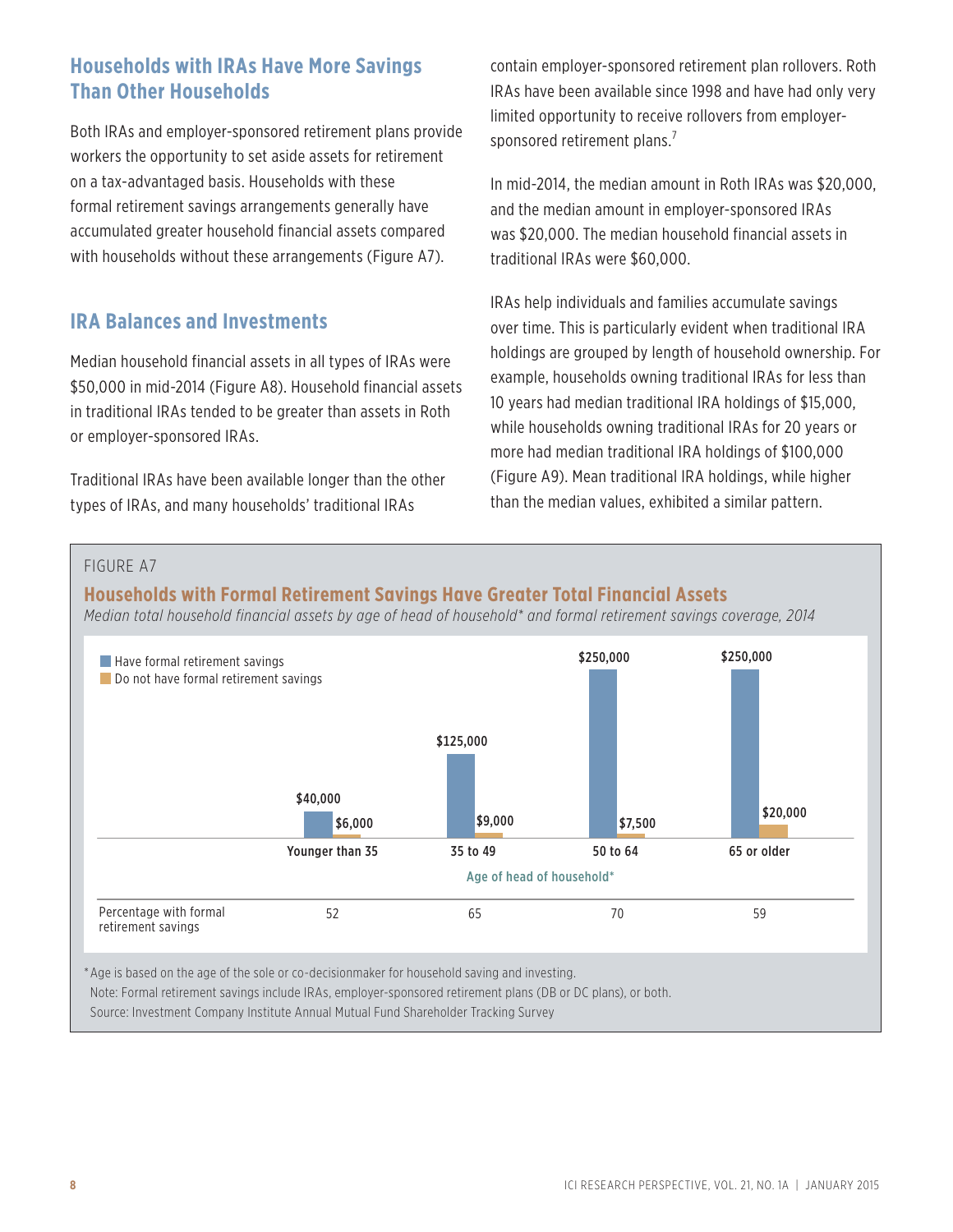## Households with IRAs Have More Savings Than Other Households

Both IRAs and employer-sponsored retirement plans provide workers the opportunity to set aside assets for retirement on a tax-advantaged basis. Households with these formal retirement savings arrangements generally have accumulated greater household financial assets compared with households without these arrangements (Figure A7).

## IRA Balances and Investments

Median household financial assets in all types of IRAs were $50,000 in mid-2014 (Figure A8). Household financial assets in traditional IRAs tended to be greater than assets in Roth or employer-sponsored IRAs.

Traditional IRAs have been available longer than the other types of IRAs, and many households' traditional IRAs contain employer-sponsored retirement plan rollovers. Roth IRAs have been available since 1998 and have had only very limited opportunity to receive rollovers from employer-sponsored retirement plans.[7]

In mid-2014, the median amount in Roth IRAs was $20,000, and the median amount in employer-sponsored IRAs was $20,000. The median household financial assets in traditional IRAs were $60,000.

IRAs help individuals and families accumulate savings over time. This is particularly evident when traditional IRA holdings are grouped by length of household ownership. For example, households owning traditional IRAs for less than 10 years had median traditional IRA holdings of $15,000, while households owning traditional IRAs for 20 years or more had median traditional IRA holdings of $100,000 (Figure A9). Mean traditional IRA holdings, while higher than the median values, exhibited a similar pattern.

FIGURE A7

### Households with Formal Retirement Savings Have Greater Total Financial Assets

*Median total household financial assets by age of head of household\* and formal retirement savings coverage, 2014*

| Age of head of household* | Younger than 35 | 35 to 49 | 50 to 64 | 65 or older |
|---|---|---|---|---|
| Have formal retirement savings | $40,000 | $125,000 | $250,000 | $250,000 |
| Do not have formal retirement savings | $6,000 | $9,000 | $7,500 | $20,000 |
| Percentage with formal retirement savings | 52 | 65 | 70 | 59 |

\*Age is based on the age of the sole or co-decisionmaker for household saving and investing.

Note: Formal retirement savings include IRAs, employer-sponsored retirement plans (DB or DC plans), or both.

Source: Investment Company Institute Annual Mutual Fund Shareholder Tracking Survey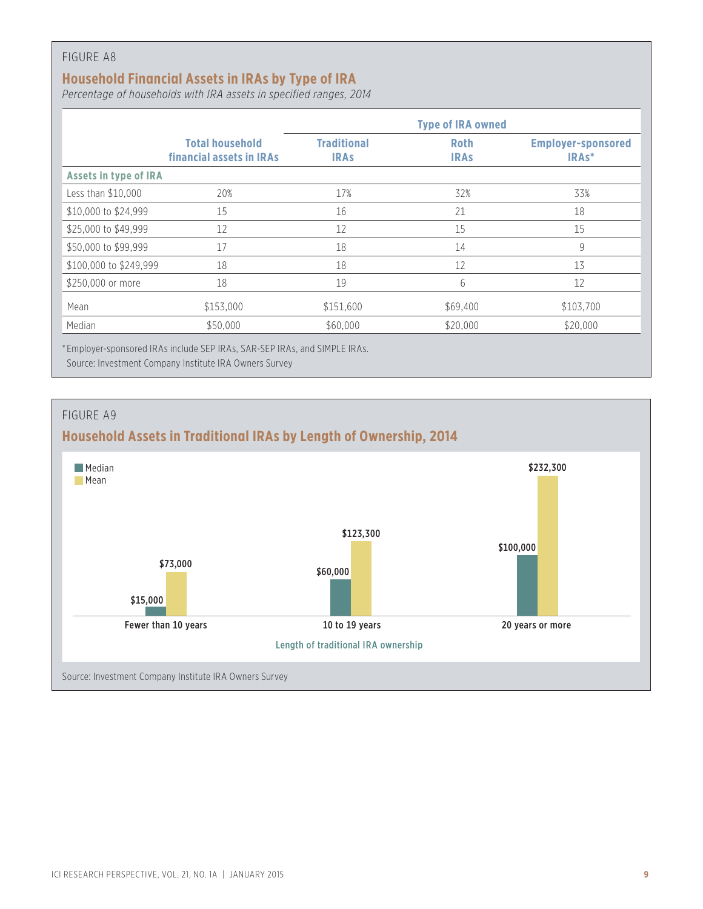FIGURE A8

## Household Financial Assets in IRAs by Type of IRA

*Percentage of households with IRA assets in specified ranges, 2014*

| | | Type of IRA owned | | |
|---|---|---|---|---|
| | Total household financial assets in IRAs | Traditional IRAs | Roth IRAs | Employer-sponsored IRAs* |
| **Assets in type of IRA** | | | | |
| Less than $10,000 | 20% | 17% | 32% | 33% |
| $10,000 to $24,999 | 15 | 16 | 21 | 18 |
| $25,000 to $49,999 | 12 | 12 | 15 | 15 |
| $50,000 to $99,999 | 17 | 18 | 14 | 9 |
| $100,000 to $249,999 | 18 | 18 | 12 | 13 |
| $250,000 or more | 18 | 19 | 6 | 12 |
| Mean | $153,000 | $151,600 | $69,400 | $103,700 |
| Median | $50,000 | $60,000 | $20,000 | $20,000 |

*Employer-sponsored IRAs include SEP IRAs, SAR-SEP IRAs, and SIMPLE IRAs.
Source: Investment Company Institute IRA Owners Survey

FIGURE A9

## Household Assets in Traditional IRAs by Length of Ownership, 2014

| Length of traditional IRA ownership | Median | Mean |
|---|---|---|
| Fewer than 10 years | $15,000 | $73,000 |
| 10 to 19 years | $60,000 | $123,300 |
| 20 years or more | $100,000 | $232,300 |

Source: Investment Company Institute IRA Owners Survey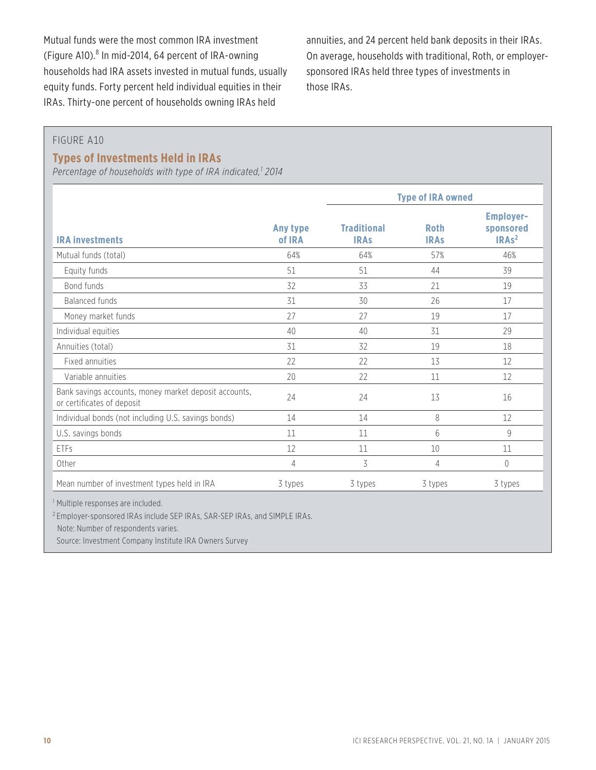Mutual funds were the most common IRA investment (Figure A10).[8] In mid-2014, 64 percent of IRA-owning households had IRA assets invested in mutual funds, usually equity funds. Forty percent held individual equities in their IRAs. Thirty-one percent of households owning IRAs held annuities, and 24 percent held bank deposits in their IRAs. On average, households with traditional, Roth, or employer-sponsored IRAs held three types of investments in those IRAs.

FIGURE A10

### Types of Investments Held in IRAs

*Percentage of households with type of IRA indicated,[1] 2014*

| | | Type of IRA owned | | |
|---|---|---|---|---|
| **IRA investments** | **Any type of IRA** | **Traditional IRAs** | **Roth IRAs** | **Employer-sponsored IRAs[2]** |
| Mutual funds (total) | 64% | 64% | 57% | 46% |
| Equity funds | 51 | 51 | 44 | 39 |
| Bond funds | 32 | 33 | 21 | 19 |
| Balanced funds | 31 | 30 | 26 | 17 |
| Money market funds | 27 | 27 | 19 | 17 |
| Individual equities | 40 | 40 | 31 | 29 |
| Annuities (total) | 31 | 32 | 19 | 18 |
| Fixed annuities | 22 | 22 | 13 | 12 |
| Variable annuities | 20 | 22 | 11 | 12 |
| Bank savings accounts, money market deposit accounts, or certificates of deposit | 24 | 24 | 13 | 16 |
| Individual bonds (not including U.S. savings bonds) | 14 | 14 | 8 | 12 |
| U.S. savings bonds | 11 | 11 | 6 | 9 |
| ETFs | 12 | 11 | 10 | 11 |
| Other | 4 | 3 | 4 | 0 |
| Mean number of investment types held in IRA | 3 types | 3 types | 3 types | 3 types |

[1] Multiple responses are included.

[2] Employer-sponsored IRAs include SEP IRAs, SAR-SEP IRAs, and SIMPLE IRAs.

Note: Number of respondents varies.

Source: Investment Company Institute IRA Owners Survey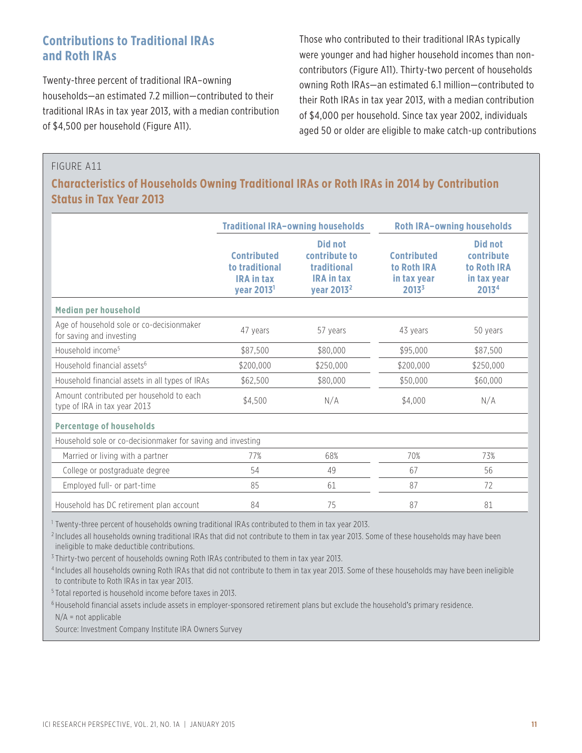## Contributions to Traditional IRAs and Roth IRAs

Twenty-three percent of traditional IRA–owning households—an estimated 7.2 million—contributed to their traditional IRAs in tax year 2013, with a median contribution of $4,500 per household (Figure A11).

Those who contributed to their traditional IRAs typically were younger and had higher household incomes than non-contributors (Figure A11). Thirty-two percent of households owning Roth IRAs—an estimated 6.1 million—contributed to their Roth IRAs in tax year 2013, with a median contribution of $4,000 per household. Since tax year 2002, individuals aged 50 or older are eligible to make catch-up contributions

FIGURE A11

### Characteristics of Households Owning Traditional IRAs or Roth IRAs in 2014 by Contribution Status in Tax Year 2013

| | Traditional IRA–owning households | | Roth IRA–owning households | |
|---|---|---|---|---|
| | Contributed to traditional IRA in tax year 2013[1] | Did not contribute to traditional IRA in tax year 2013[2] | Contributed to Roth IRA in tax year 2013[3] | Did not contribute to Roth IRA in tax year 2013[4] |
| **Median per household** | | | | |
| Age of household sole or co-decisionmaker for saving and investing | 47 years | 57 years | 43 years | 50 years |
| Household income[5] | $87,500 | $80,000 | $95,000 | $87,500 |
| Household financial assets[6] | $200,000 | $250,000 | $200,000 | $250,000 |
| Household financial assets in all types of IRAs | $62,500 | $80,000 | $50,000 | $60,000 |
| Amount contributed per household to each type of IRA in tax year 2013 | $4,500 | N/A | $4,000 | N/A |
| **Percentage of households** | | | | |
| Household sole or co-decisionmaker for saving and investing | | | | |
| Married or living with a partner | 77% | 68% | 70% | 73% |
| College or postgraduate degree | 54 | 49 | 67 | 56 |
| Employed full- or part-time | 85 | 61 | 87 | 72 |
| Household has DC retirement plan account | 84 | 75 | 87 | 81 |

[1] Twenty-three percent of households owning traditional IRAs contributed to them in tax year 2013.

[2] Includes all households owning traditional IRAs that did not contribute to them in tax year 2013. Some of these households may have been ineligible to make deductible contributions.

[3] Thirty-two percent of households owning Roth IRAs contributed to them in tax year 2013.

[4] Includes all households owning Roth IRAs that did not contribute to them in tax year 2013. Some of these households may have been ineligible to contribute to Roth IRAs in tax year 2013.

[5] Total reported is household income before taxes in 2013.

[6] Household financial assets include assets in employer-sponsored retirement plans but exclude the household's primary residence.

N/A = not applicable

Source: Investment Company Institute IRA Owners Survey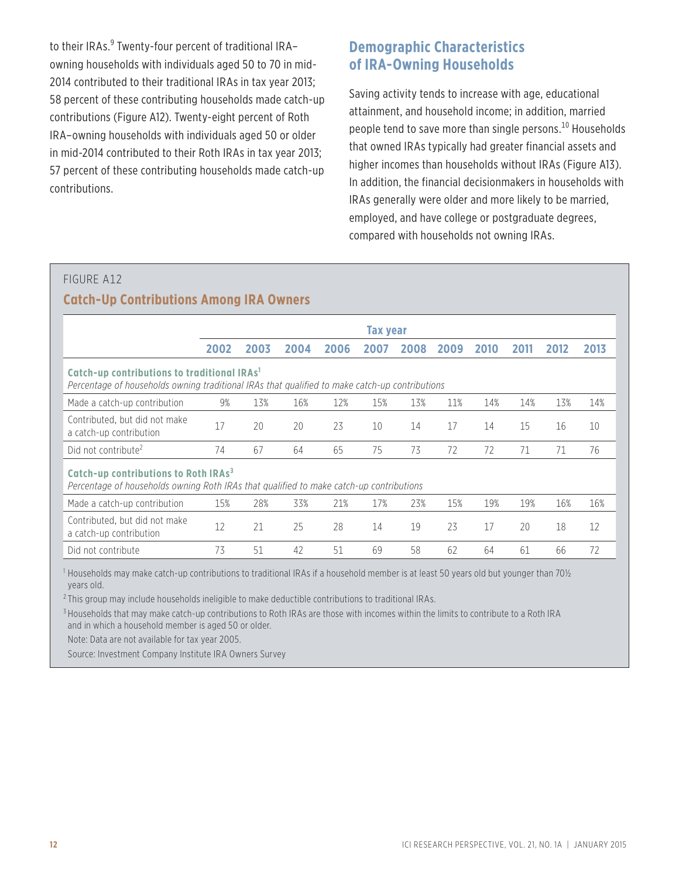to their IRAs.[9] Twenty-four percent of traditional IRA–owning households with individuals aged 50 to 70 in mid-2014 contributed to their traditional IRAs in tax year 2013; 58 percent of these contributing households made catch-up contributions (Figure A12). Twenty-eight percent of Roth IRA–owning households with individuals aged 50 or older in mid-2014 contributed to their Roth IRAs in tax year 2013; 57 percent of these contributing households made catch-up contributions.

## Demographic Characteristics of IRA-Owning Households

Saving activity tends to increase with age, educational attainment, and household income; in addition, married people tend to save more than single persons.[10] Households that owned IRAs typically had greater financial assets and higher incomes than households without IRAs (Figure A13). In addition, the financial decisionmakers in households with IRAs generally were older and more likely to be married, employed, and have college or postgraduate degrees, compared with households not owning IRAs.

FIGURE A12

**Catch-Up Contributions Among IRA Owners**

| | Tax year | | | | | | | | | | |
|---|---|---|---|---|---|---|---|---|---|---|---|
| | 2002 | 2003 | 2004 | 2006 | 2007 | 2008 | 2009 | 2010 | 2011 | 2012 | 2013 |
| **Catch-up contributions to traditional IRAs[1]** *Percentage of households owning traditional IRAs that qualified to make catch-up contributions* | | | | | | | | | | | |
| Made a catch-up contribution | 9% | 13% | 16% | 12% | 15% | 13% | 11% | 14% | 14% | 13% | 14% |
| Contributed, but did not make a catch-up contribution | 17 | 20 | 20 | 23 | 10 | 14 | 17 | 14 | 15 | 16 | 10 |
| Did not contribute[2] | 74 | 67 | 64 | 65 | 75 | 73 | 72 | 72 | 71 | 71 | 76 |
| **Catch-up contributions to Roth IRAs[3]** *Percentage of households owning Roth IRAs that qualified to make catch-up contributions* | | | | | | | | | | | |
| Made a catch-up contribution | 15% | 28% | 33% | 21% | 17% | 23% | 15% | 19% | 19% | 16% | 16% |
| Contributed, but did not make a catch-up contribution | 12 | 21 | 25 | 28 | 14 | 19 | 23 | 17 | 20 | 18 | 12 |
| Did not contribute | 73 | 51 | 42 | 51 | 69 | 58 | 62 | 64 | 61 | 66 | 72 |

[1] Households may make catch-up contributions to traditional IRAs if a household member is at least 50 years old but younger than 70½ years old.

[2] This group may include households ineligible to make deductible contributions to traditional IRAs.

[3] Households that may make catch-up contributions to Roth IRAs are those with incomes within the limits to contribute to a Roth IRA and in which a household member is aged 50 or older.

Note: Data are not available for tax year 2005.

Source: Investment Company Institute IRA Owners Survey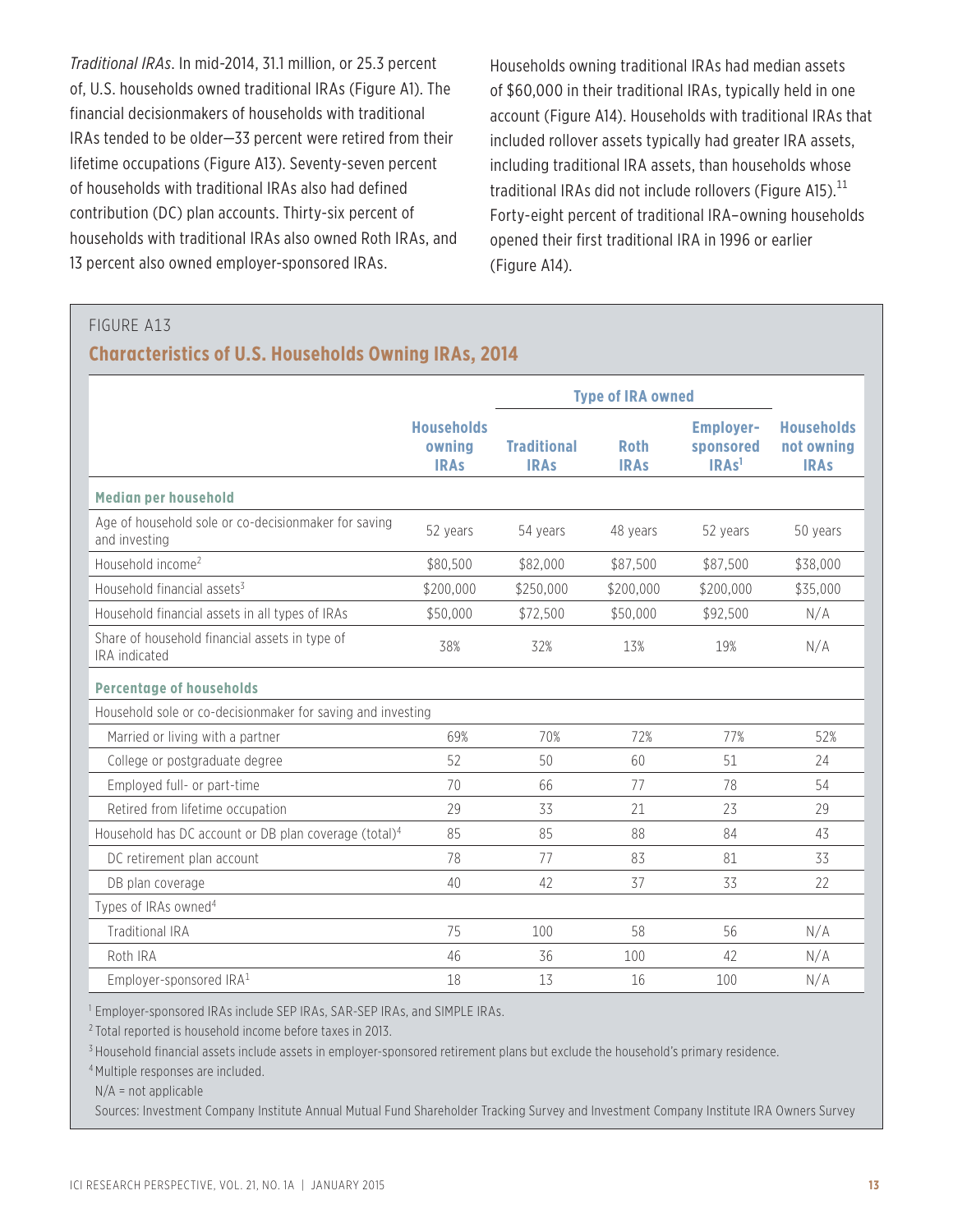*Traditional IRAs*. In mid-2014, 31.1 million, or 25.3 percent of, U.S. households owned traditional IRAs (Figure A1). The financial decisionmakers of households with traditional IRAs tended to be older—33 percent were retired from their lifetime occupations (Figure A13). Seventy-seven percent of households with traditional IRAs also had defined contribution (DC) plan accounts. Thirty-six percent of households with traditional IRAs also owned Roth IRAs, and 13 percent also owned employer-sponsored IRAs.

Households owning traditional IRAs had median assets of $60,000 in their traditional IRAs, typically held in one account (Figure A14). Households with traditional IRAs that included rollover assets typically had greater IRA assets, including traditional IRA assets, than households whose traditional IRAs did not include rollovers (Figure A15).[11] Forty-eight percent of traditional IRA–owning households opened their first traditional IRA in 1996 or earlier (Figure A14).

FIGURE A13

## Characteristics of U.S. Households Owning IRAs, 2014

| | Households owning IRAs | Type of IRA owned | | | Households not owning IRAs |
|---|---|---|---|---|---|
| | | Traditional IRAs | Roth IRAs | Employer-sponsored IRAs[1] | |
| **Median per household** | | | | | |
| Age of household sole or co-decisionmaker for saving and investing | 52 years | 54 years | 48 years | 52 years | 50 years |
| Household income[2] | $80,500 | $82,000 | $87,500 | $87,500 | $38,000 |
| Household financial assets[3] | $200,000 | $250,000 | $200,000 | $200,000 | $35,000 |
| Household financial assets in all types of IRAs | $50,000 | $72,500 | $50,000 | $92,500 | N/A |
| Share of household financial assets in type of IRA indicated | 38% | 32% | 13% | 19% | N/A |
| **Percentage of households** | | | | | |
| Household sole or co-decisionmaker for saving and investing | | | | | |
| Married or living with a partner | 69% | 70% | 72% | 77% | 52% |
| College or postgraduate degree | 52 | 50 | 60 | 51 | 24 |
| Employed full- or part-time | 70 | 66 | 77 | 78 | 54 |
| Retired from lifetime occupation | 29 | 33 | 21 | 23 | 29 |
| Household has DC account or DB plan coverage (total)[4] | 85 | 85 | 88 | 84 | 43 |
| DC retirement plan account | 78 | 77 | 83 | 81 | 33 |
| DB plan coverage | 40 | 42 | 37 | 33 | 22 |
| Types of IRAs owned[4] | | | | | |
| Traditional IRA | 75 | 100 | 58 | 56 | N/A |
| Roth IRA | 46 | 36 | 100 | 42 | N/A |
| Employer-sponsored IRA[1] | 18 | 13 | 16 | 100 | N/A |

[1] Employer-sponsored IRAs include SEP IRAs, SAR-SEP IRAs, and SIMPLE IRAs.

[2] Total reported is household income before taxes in 2013.

[3] Household financial assets include assets in employer-sponsored retirement plans but exclude the household's primary residence.

[4] Multiple responses are included.

N/A = not applicable

Sources: Investment Company Institute Annual Mutual Fund Shareholder Tracking Survey and Investment Company Institute IRA Owners Survey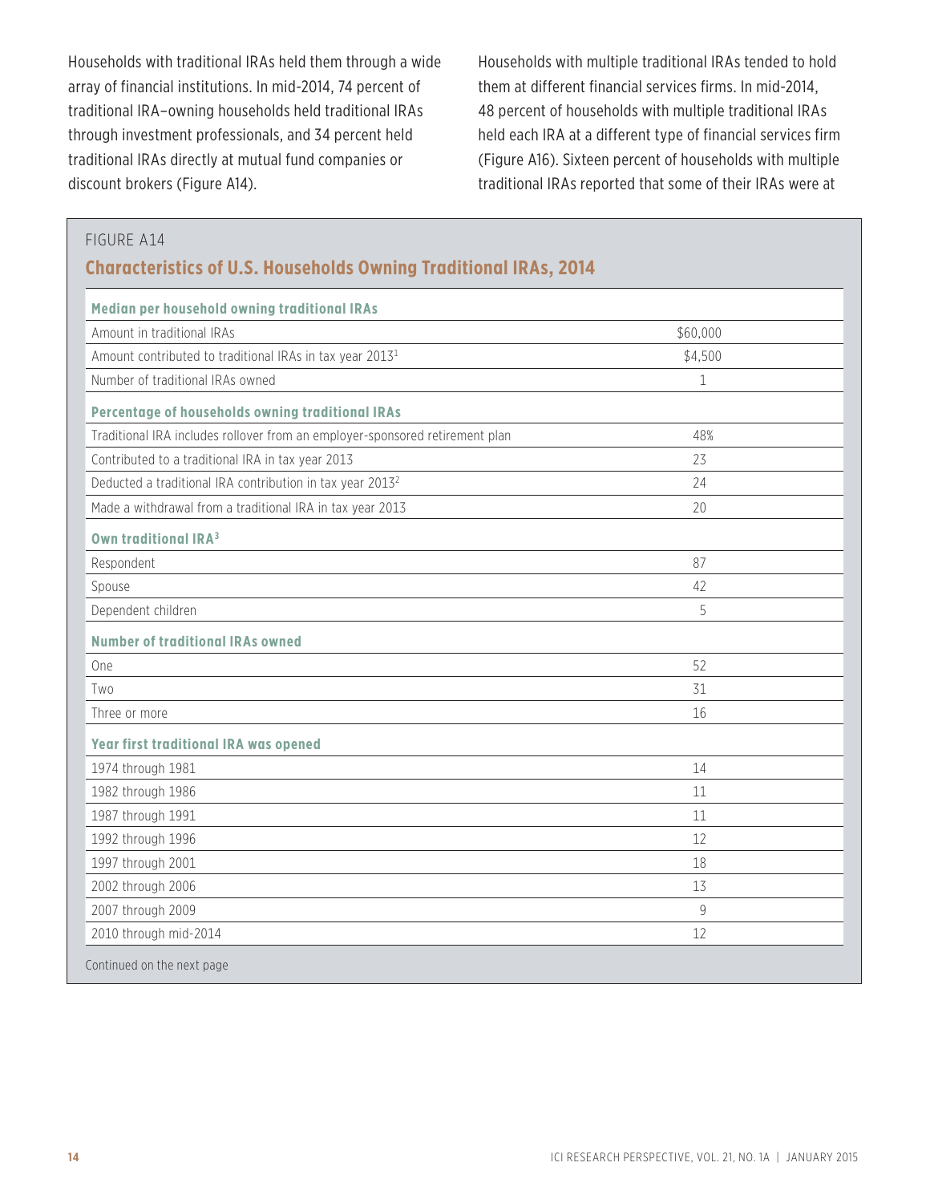Households with traditional IRAs held them through a wide array of financial institutions. In mid-2014, 74 percent of traditional IRA–owning households held traditional IRAs through investment professionals, and 34 percent held traditional IRAs directly at mutual fund companies or discount brokers (Figure A14).

Households with multiple traditional IRAs tended to hold them at different financial services firms. In mid-2014, 48 percent of households with multiple traditional IRAs held each IRA at a different type of financial services firm (Figure A16). Sixteen percent of households with multiple traditional IRAs reported that some of their IRAs were at

FIGURE A14

## Characteristics of U.S. Households Owning Traditional IRAs, 2014

| | |
|---|---|
| **Median per household owning traditional IRAs** | |
| Amount in traditional IRAs | $60,000 |
| Amount contributed to traditional IRAs in tax year 2013[1] | $4,500 |
| Number of traditional IRAs owned | 1 |
| **Percentage of households owning traditional IRAs** | |
| Traditional IRA includes rollover from an employer-sponsored retirement plan | 48% |
| Contributed to a traditional IRA in tax year 2013 | 23 |
| Deducted a traditional IRA contribution in tax year 2013[2] | 24 |
| Made a withdrawal from a traditional IRA in tax year 2013 | 20 |
| **Own traditional IRA[3]** | |
| Respondent | 87 |
| Spouse | 42 |
| Dependent children | 5 |
| **Number of traditional IRAs owned** | |
| One | 52 |
| Two | 31 |
| Three or more | 16 |
| **Year first traditional IRA was opened** | |
| 1974 through 1981 | 14 |
| 1982 through 1986 | 11 |
| 1987 through 1991 | 11 |
| 1992 through 1996 | 12 |
| 1997 through 2001 | 18 |
| 2002 through 2006 | 13 |
| 2007 through 2009 | 9 |
| 2010 through mid-2014 | 12 |

Continued on the next page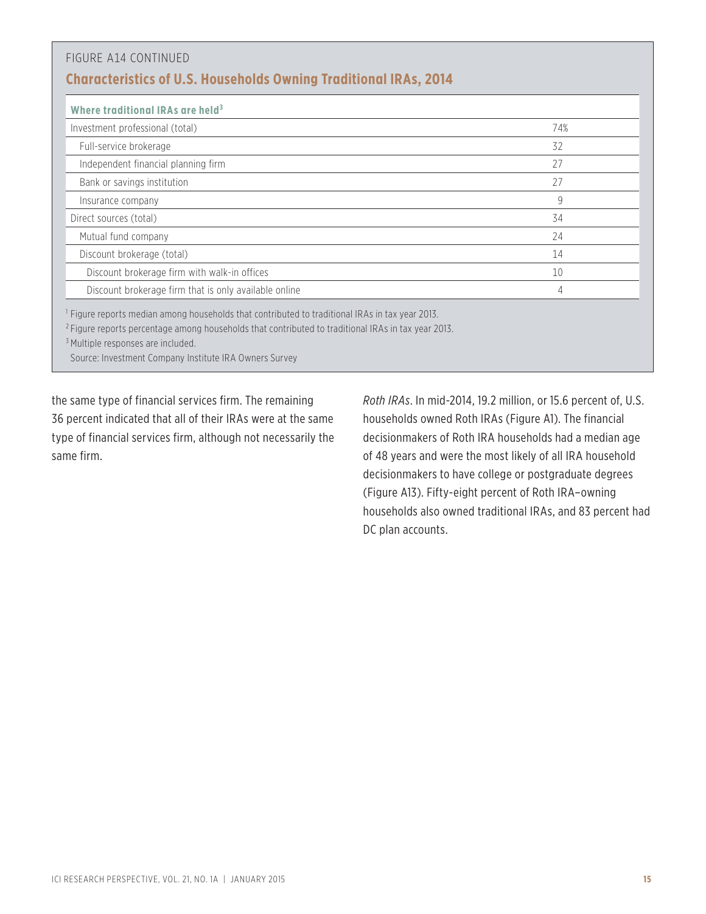FIGURE A14 CONTINUED

## Characteristics of U.S. Households Owning Traditional IRAs, 2014

| Where traditional IRAs are held[3] | |
|---|---|
| Investment professional (total) | 74% |
| Full-service brokerage | 32 |
| Independent financial planning firm | 27 |
| Bank or savings institution | 27 |
| Insurance company | 9 |
| Direct sources (total) | 34 |
| Mutual fund company | 24 |
| Discount brokerage (total) | 14 |
| Discount brokerage firm with walk-in offices | 10 |
| Discount brokerage firm that is only available online | 4 |

[1] Figure reports median among households that contributed to traditional IRAs in tax year 2013.
[2] Figure reports percentage among households that contributed to traditional IRAs in tax year 2013.
[3] Multiple responses are included.
Source: Investment Company Institute IRA Owners Survey

the same type of financial services firm. The remaining 36 percent indicated that all of their IRAs were at the same type of financial services firm, although not necessarily the same firm.

*Roth IRAs*. In mid-2014, 19.2 million, or 15.6 percent of, U.S. households owned Roth IRAs (Figure A1). The financial decisionmakers of Roth IRA households had a median age of 48 years and were the most likely of all IRA household decisionmakers to have college or postgraduate degrees (Figure A13). Fifty-eight percent of Roth IRA–owning households also owned traditional IRAs, and 83 percent had DC plan accounts.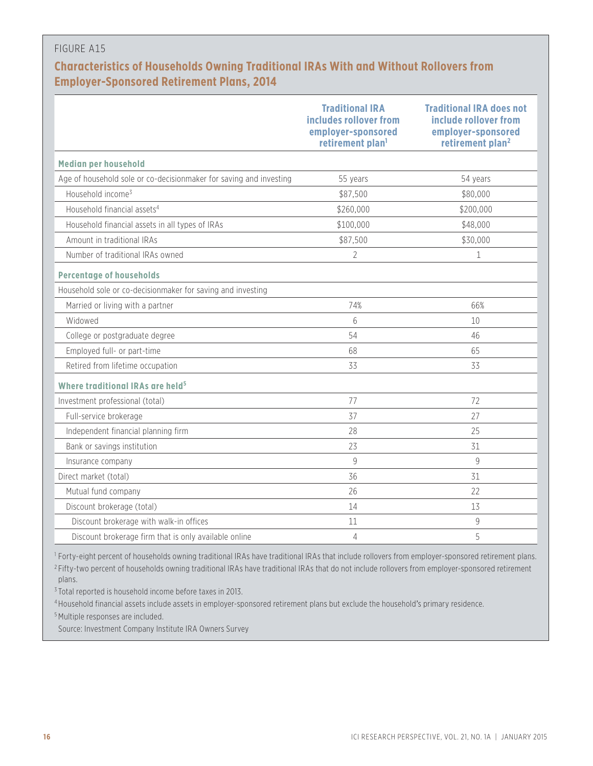FIGURE A15

## Characteristics of Households Owning Traditional IRAs With and Without Rollovers from Employer-Sponsored Retirement Plans, 2014

| | Traditional IRA includes rollover from employer-sponsored retirement plan[1] | Traditional IRA does not include rollover from employer-sponsored retirement plan[2] |
|---|---|---|
| **Median per household** | | |
| Age of household sole or co-decisionmaker for saving and investing | 55 years | 54 years |
| Household income[3] | $87,500 | $80,000 |
| Household financial assets[4] | $260,000 | $200,000 |
| Household financial assets in all types of IRAs | $100,000 | $48,000 |
| Amount in traditional IRAs | $87,500 | $30,000 |
| Number of traditional IRAs owned | 2 | 1 |
| **Percentage of households** | | |
| Household sole or co-decisionmaker for saving and investing | | |
| Married or living with a partner | 74% | 66% |
| Widowed | 6 | 10 |
| College or postgraduate degree | 54 | 46 |
| Employed full- or part-time | 68 | 65 |
| Retired from lifetime occupation | 33 | 33 |
| **Where traditional IRAs are held[5]** | | |
| Investment professional (total) | 77 | 72 |
| Full-service brokerage | 37 | 27 |
| Independent financial planning firm | 28 | 25 |
| Bank or savings institution | 23 | 31 |
| Insurance company | 9 | 9 |
| Direct market (total) | 36 | 31 |
| Mutual fund company | 26 | 22 |
| Discount brokerage (total) | 14 | 13 |
| Discount brokerage with walk-in offices | 11 | 9 |
| Discount brokerage firm that is only available online | 4 | 5 |

[1] Forty-eight percent of households owning traditional IRAs have traditional IRAs that include rollovers from employer-sponsored retirement plans.

[2] Fifty-two percent of households owning traditional IRAs have traditional IRAs that do not include rollovers from employer-sponsored retirement plans.

[3] Total reported is household income before taxes in 2013.

[4] Household financial assets include assets in employer-sponsored retirement plans but exclude the household's primary residence.

[5] Multiple responses are included.

Source: Investment Company Institute IRA Owners Survey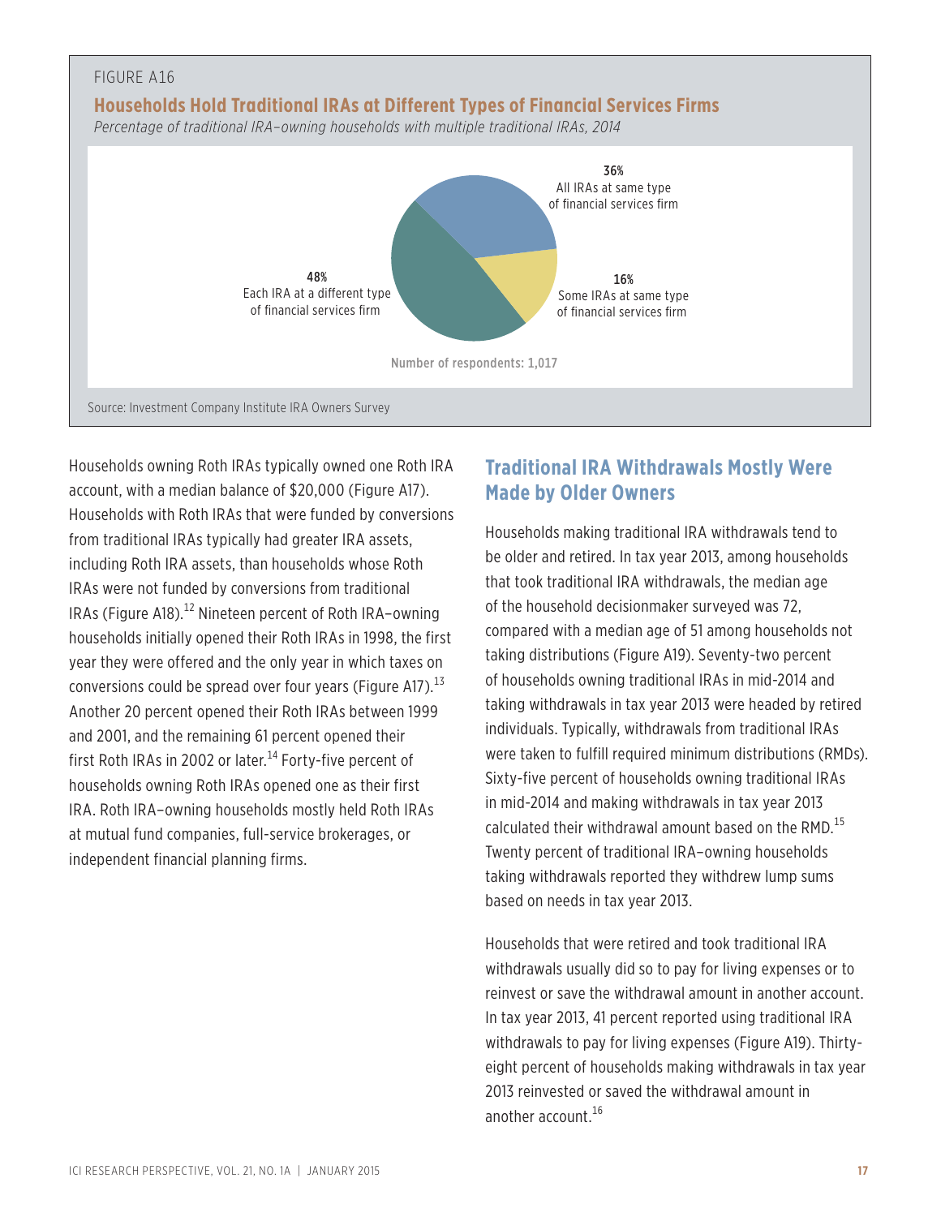FIGURE A16

**Households Hold Traditional IRAs at Different Types of Financial Services Firms**

*Percentage of traditional IRA–owning households with multiple traditional IRAs, 2014*

36% All IRAs at same type of financial services firm

16% Some IRAs at same type of financial services firm

48% Each IRA at a different type of financial services firm

Number of respondents: 1,017

Source: Investment Company Institute IRA Owners Survey

Households owning Roth IRAs typically owned one Roth IRA account, with a median balance of $20,000 (Figure A17). Households with Roth IRAs that were funded by conversions from traditional IRAs typically had greater IRA assets, including Roth IRA assets, than households whose Roth IRAs were not funded by conversions from traditional IRAs (Figure A18).[12] Nineteen percent of Roth IRA–owning households initially opened their Roth IRAs in 1998, the first year they were offered and the only year in which taxes on conversions could be spread over four years (Figure A17).[13] Another 20 percent opened their Roth IRAs between 1999 and 2001, and the remaining 61 percent opened their first Roth IRAs in 2002 or later.[14] Forty-five percent of households owning Roth IRAs opened one as their first IRA. Roth IRA–owning households mostly held Roth IRAs at mutual fund companies, full-service brokerages, or independent financial planning firms.

## Traditional IRA Withdrawals Mostly Were Made by Older Owners

Households making traditional IRA withdrawals tend to be older and retired. In tax year 2013, among households that took traditional IRA withdrawals, the median age of the household decisionmaker surveyed was 72, compared with a median age of 51 among households not taking distributions (Figure A19). Seventy-two percent of households owning traditional IRAs in mid-2014 and taking withdrawals in tax year 2013 were headed by retired individuals. Typically, withdrawals from traditional IRAs were taken to fulfill required minimum distributions (RMDs). Sixty-five percent of households owning traditional IRAs in mid-2014 and making withdrawals in tax year 2013 calculated their withdrawal amount based on the RMD.[15] Twenty percent of traditional IRA–owning households taking withdrawals reported they withdrew lump sums based on needs in tax year 2013.

Households that were retired and took traditional IRA withdrawals usually did so to pay for living expenses or to reinvest or save the withdrawal amount in another account. In tax year 2013, 41 percent reported using traditional IRA withdrawals to pay for living expenses (Figure A19). Thirty-eight percent of households making withdrawals in tax year 2013 reinvested or saved the withdrawal amount in another account.[16]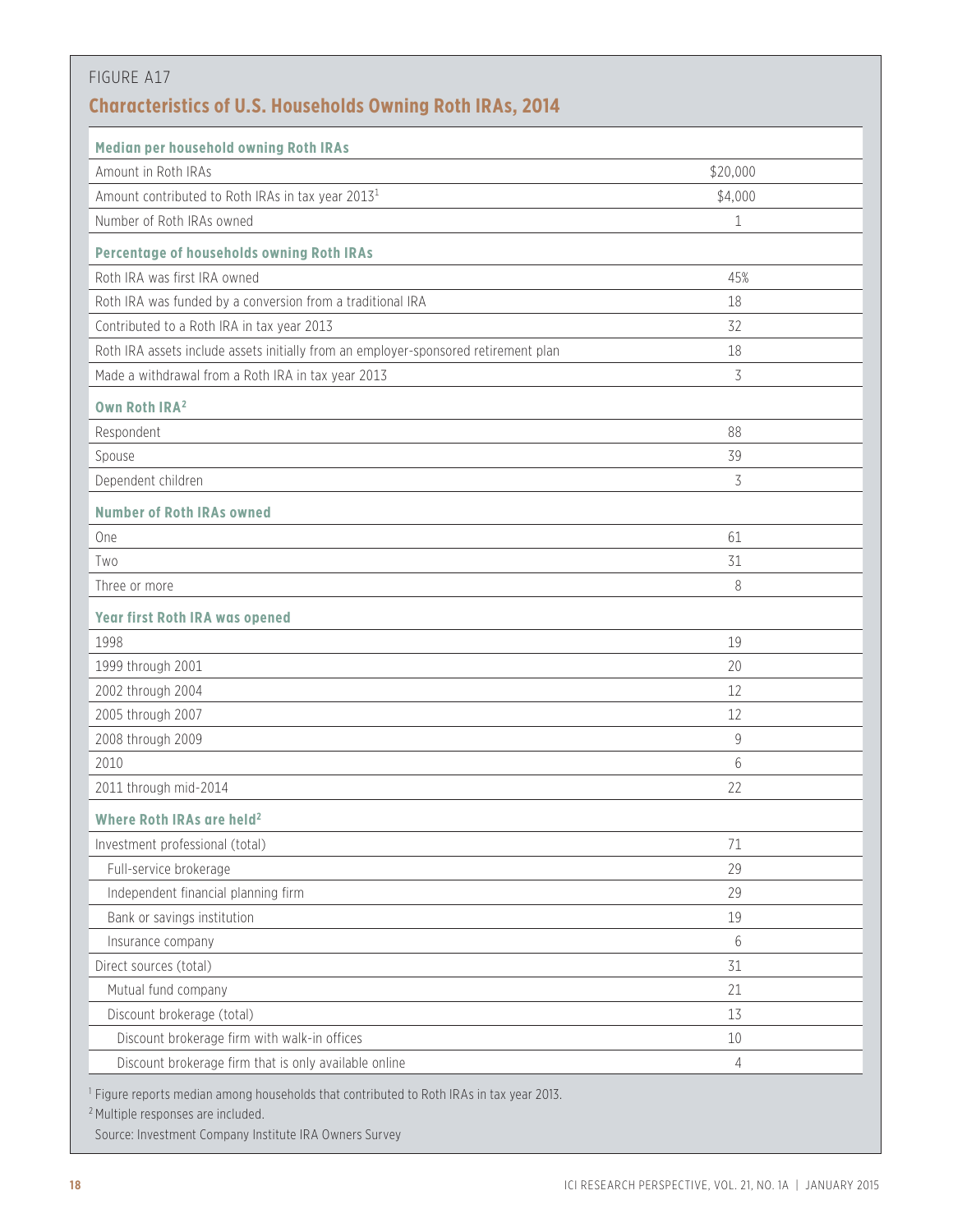FIGURE A17

## Characteristics of U.S. Households Owning Roth IRAs, 2014

| | |
|---|---|
| **Median per household owning Roth IRAs** | |
| Amount in Roth IRAs | $20,000 |
| Amount contributed to Roth IRAs in tax year 2013[1] | $4,000 |
| Number of Roth IRAs owned | 1 |
| **Percentage of households owning Roth IRAs** | |
| Roth IRA was first IRA owned | 45% |
| Roth IRA was funded by a conversion from a traditional IRA | 18 |
| Contributed to a Roth IRA in tax year 2013 | 32 |
| Roth IRA assets include assets initially from an employer-sponsored retirement plan | 18 |
| Made a withdrawal from a Roth IRA in tax year 2013 | 3 |
| **Own Roth IRA[2]** | |
| Respondent | 88 |
| Spouse | 39 |
| Dependent children | 3 |
| **Number of Roth IRAs owned** | |
| One | 61 |
| Two | 31 |
| Three or more | 8 |
| **Year first Roth IRA was opened** | |
| 1998 | 19 |
| 1999 through 2001 | 20 |
| 2002 through 2004 | 12 |
| 2005 through 2007 | 12 |
| 2008 through 2009 | 9 |
| 2010 | 6 |
| 2011 through mid-2014 | 22 |
| **Where Roth IRAs are held[2]** | |
| Investment professional (total) | 71 |
| Full-service brokerage | 29 |
| Independent financial planning firm | 29 |
| Bank or savings institution | 19 |
| Insurance company | 6 |
| Direct sources (total) | 31 |
| Mutual fund company | 21 |
| Discount brokerage (total) | 13 |
| Discount brokerage firm with walk-in offices | 10 |
| Discount brokerage firm that is only available online | 4 |

[1] Figure reports median among households that contributed to Roth IRAs in tax year 2013.

[2] Multiple responses are included.

Source: Investment Company Institute IRA Owners Survey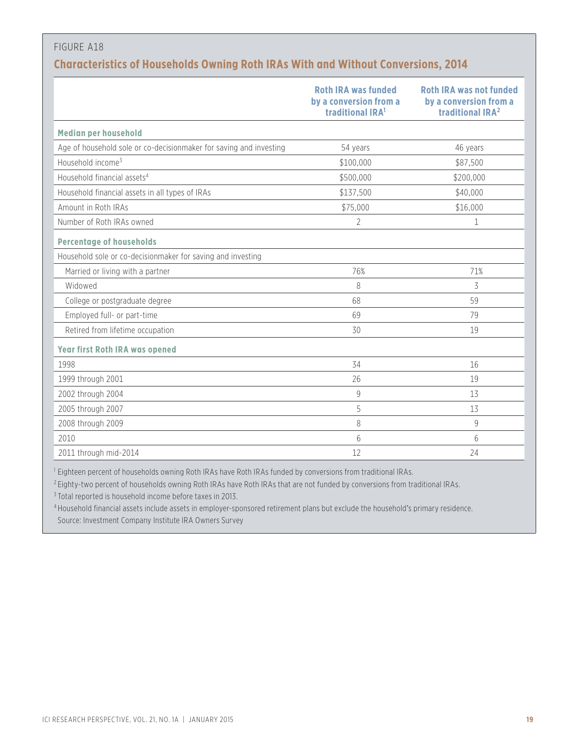FIGURE A18

## Characteristics of Households Owning Roth IRAs With and Without Conversions, 2014

| | Roth IRA was funded by a conversion from a traditional IRA[1] | Roth IRA was not funded by a conversion from a traditional IRA[2] |
|---|---|---|
| **Median per household** | | |
| Age of household sole or co-decisionmaker for saving and investing | 54 years | 46 years |
| Household income[3] | $100,000 | $87,500 |
| Household financial assets[4] | $500,000 | $200,000 |
| Household financial assets in all types of IRAs | $137,500 | $40,000 |
| Amount in Roth IRAs | $75,000 | $16,000 |
| Number of Roth IRAs owned | 2 | 1 |
| **Percentage of households** | | |
| Household sole or co-decisionmaker for saving and investing | | |
| Married or living with a partner | 76% | 71% |
| Widowed | 8 | 3 |
| College or postgraduate degree | 68 | 59 |
| Employed full- or part-time | 69 | 79 |
| Retired from lifetime occupation | 30 | 19 |
| **Year first Roth IRA was opened** | | |
| 1998 | 34 | 16 |
| 1999 through 2001 | 26 | 19 |
| 2002 through 2004 | 9 | 13 |
| 2005 through 2007 | 5 | 13 |
| 2008 through 2009 | 8 | 9 |
| 2010 | 6 | 6 |
| 2011 through mid-2014 | 12 | 24 |

[1] Eighteen percent of households owning Roth IRAs have Roth IRAs funded by conversions from traditional IRAs.

[2] Eighty-two percent of households owning Roth IRAs have Roth IRAs that are not funded by conversions from traditional IRAs.

[3] Total reported is household income before taxes in 2013.

[4] Household financial assets include assets in employer-sponsored retirement plans but exclude the household's primary residence.

Source: Investment Company Institute IRA Owners Survey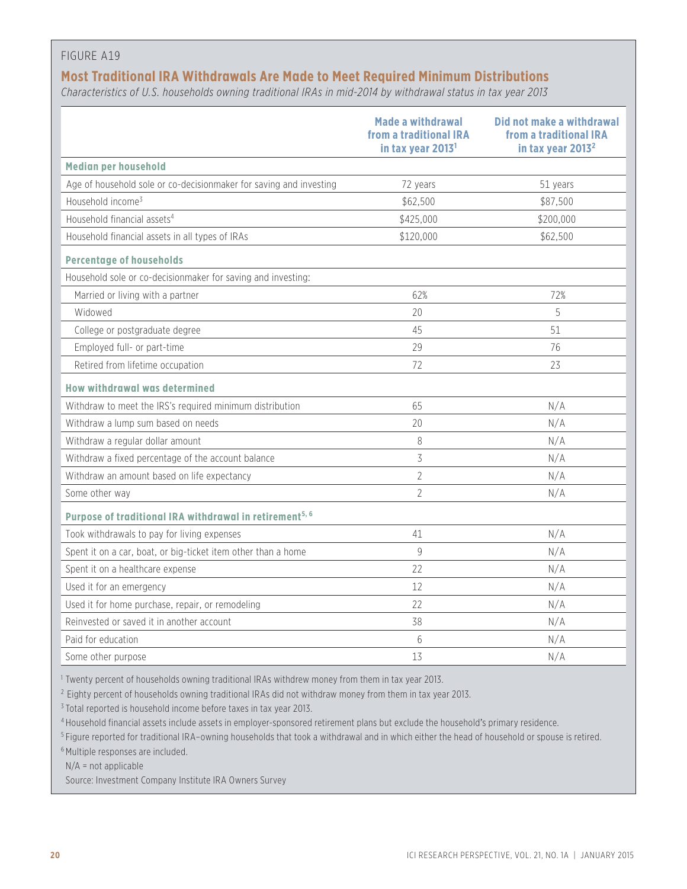FIGURE A19

## Most Traditional IRA Withdrawals Are Made to Meet Required Minimum Distributions

*Characteristics of U.S. households owning traditional IRAs in mid-2014 by withdrawal status in tax year 2013*

| | Made a withdrawal from a traditional IRA in tax year 2013[1] | Did not make a withdrawal from a traditional IRA in tax year 2013[2] |
|---|---|---|
| **Median per household** | | |
| Age of household sole or co-decisionmaker for saving and investing | 72 years | 51 years |
| Household income[3] | $62,500 | $87,500 |
| Household financial assets[4] | $425,000 | $200,000 |
| Household financial assets in all types of IRAs | $120,000 | $62,500 |
| **Percentage of households** | | |
| Household sole or co-decisionmaker for saving and investing: | | |
| Married or living with a partner | 62% | 72% |
| Widowed | 20 | 5 |
| College or postgraduate degree | 45 | 51 |
| Employed full- or part-time | 29 | 76 |
| Retired from lifetime occupation | 72 | 23 |
| **How withdrawal was determined** | | |
| Withdraw to meet the IRS's required minimum distribution | 65 | N/A |
| Withdraw a lump sum based on needs | 20 | N/A |
| Withdraw a regular dollar amount | 8 | N/A |
| Withdraw a fixed percentage of the account balance | 3 | N/A |
| Withdraw an amount based on life expectancy | 2 | N/A |
| Some other way | 2 | N/A |
| **Purpose of traditional IRA withdrawal in retirement[5, 6]** | | |
| Took withdrawals to pay for living expenses | 41 | N/A |
| Spent it on a car, boat, or big-ticket item other than a home | 9 | N/A |
| Spent it on a healthcare expense | 22 | N/A |
| Used it for an emergency | 12 | N/A |
| Used it for home purchase, repair, or remodeling | 22 | N/A |
| Reinvested or saved it in another account | 38 | N/A |
| Paid for education | 6 | N/A |
| Some other purpose | 13 | N/A |

[1] Twenty percent of households owning traditional IRAs withdrew money from them in tax year 2013.

[2] Eighty percent of households owning traditional IRAs did not withdraw money from them in tax year 2013.

[3] Total reported is household income before taxes in tax year 2013.

[4] Household financial assets include assets in employer-sponsored retirement plans but exclude the household's primary residence.

[5] Figure reported for traditional IRA–owning households that took a withdrawal and in which either the head of household or spouse is retired.

[6] Multiple responses are included.

N/A = not applicable

Source: Investment Company Institute IRA Owners Survey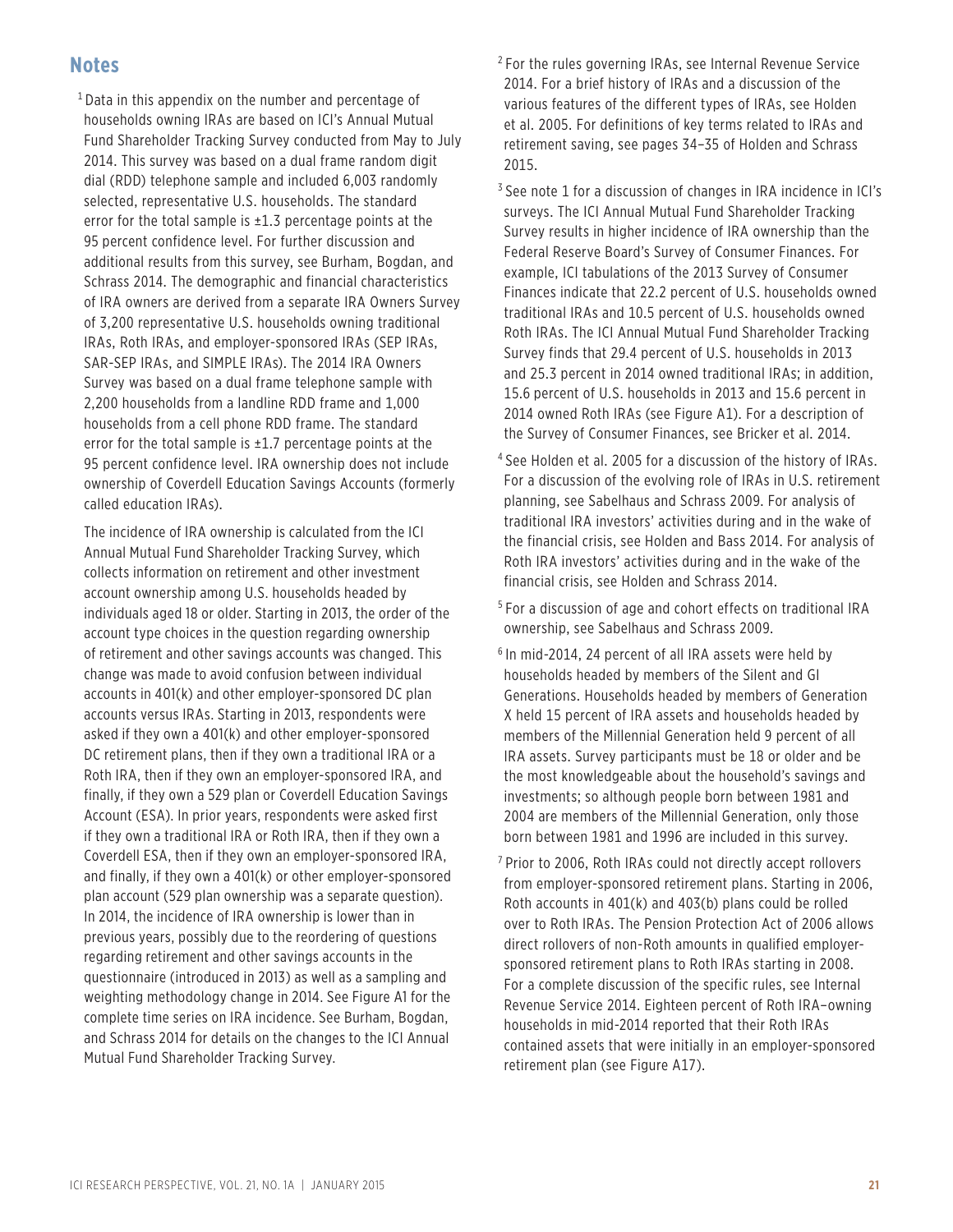## Notes

[1] Data in this appendix on the number and percentage of households owning IRAs are based on ICI's Annual Mutual Fund Shareholder Tracking Survey conducted from May to July 2014. This survey was based on a dual frame random digit dial (RDD) telephone sample and included 6,003 randomly selected, representative U.S. households. The standard error for the total sample is ±1.3 percentage points at the 95 percent confidence level. For further discussion and additional results from this survey, see Burham, Bogdan, and Schrass 2014. The demographic and financial characteristics of IRA owners are derived from a separate IRA Owners Survey of 3,200 representative U.S. households owning traditional IRAs, Roth IRAs, and employer-sponsored IRAs (SEP IRAs, SAR-SEP IRAs, and SIMPLE IRAs). The 2014 IRA Owners Survey was based on a dual frame telephone sample with 2,200 households from a landline RDD frame and 1,000 households from a cell phone RDD frame. The standard error for the total sample is ±1.7 percentage points at the 95 percent confidence level. IRA ownership does not include ownership of Coverdell Education Savings Accounts (formerly called education IRAs).

The incidence of IRA ownership is calculated from the ICI Annual Mutual Fund Shareholder Tracking Survey, which collects information on retirement and other investment account ownership among U.S. households headed by individuals aged 18 or older. Starting in 2013, the order of the account type choices in the question regarding ownership of retirement and other savings accounts was changed. This change was made to avoid confusion between individual accounts in 401(k) and other employer-sponsored DC plan accounts versus IRAs. Starting in 2013, respondents were asked if they own a 401(k) and other employer-sponsored DC retirement plans, then if they own a traditional IRA or a Roth IRA, then if they own an employer-sponsored IRA, and finally, if they own a 529 plan or Coverdell Education Savings Account (ESA). In prior years, respondents were asked first if they own a traditional IRA or Roth IRA, then if they own a Coverdell ESA, then if they own an employer-sponsored IRA, and finally, if they own a 401(k) or other employer-sponsored plan account (529 plan ownership was a separate question). In 2014, the incidence of IRA ownership is lower than in previous years, possibly due to the reordering of questions regarding retirement and other savings accounts in the questionnaire (introduced in 2013) as well as a sampling and weighting methodology change in 2014. See Figure A1 for the complete time series on IRA incidence. See Burham, Bogdan, and Schrass 2014 for details on the changes to the ICI Annual Mutual Fund Shareholder Tracking Survey.

[2] For the rules governing IRAs, see Internal Revenue Service 2014. For a brief history of IRAs and a discussion of the various features of the different types of IRAs, see Holden et al. 2005. For definitions of key terms related to IRAs and retirement saving, see pages 34–35 of Holden and Schrass 2015.

[3] See note 1 for a discussion of changes in IRA incidence in ICI's surveys. The ICI Annual Mutual Fund Shareholder Tracking Survey results in higher incidence of IRA ownership than the Federal Reserve Board's Survey of Consumer Finances. For example, ICI tabulations of the 2013 Survey of Consumer Finances indicate that 22.2 percent of U.S. households owned traditional IRAs and 10.5 percent of U.S. households owned Roth IRAs. The ICI Annual Mutual Fund Shareholder Tracking Survey finds that 29.4 percent of U.S. households in 2013 and 25.3 percent in 2014 owned traditional IRAs; in addition, 15.6 percent of U.S. households in 2013 and 15.6 percent in 2014 owned Roth IRAs (see Figure A1). For a description of the Survey of Consumer Finances, see Bricker et al. 2014.

[4] See Holden et al. 2005 for a discussion of the history of IRAs. For a discussion of the evolving role of IRAs in U.S. retirement planning, see Sabelhaus and Schrass 2009. For analysis of traditional IRA investors' activities during and in the wake of the financial crisis, see Holden and Bass 2014. For analysis of Roth IRA investors' activities during and in the wake of the financial crisis, see Holden and Schrass 2014.

[5] For a discussion of age and cohort effects on traditional IRA ownership, see Sabelhaus and Schrass 2009.

[6] In mid-2014, 24 percent of all IRA assets were held by households headed by members of the Silent and GI Generations. Households headed by members of Generation X held 15 percent of IRA assets and households headed by members of the Millennial Generation held 9 percent of all IRA assets. Survey participants must be 18 or older and be the most knowledgeable about the household's savings and investments; so although people born between 1981 and 2004 are members of the Millennial Generation, only those born between 1981 and 1996 are included in this survey.

[7] Prior to 2006, Roth IRAs could not directly accept rollovers from employer-sponsored retirement plans. Starting in 2006, Roth accounts in 401(k) and 403(b) plans could be rolled over to Roth IRAs. The Pension Protection Act of 2006 allows direct rollovers of non-Roth amounts in qualified employer-sponsored retirement plans to Roth IRAs starting in 2008. For a complete discussion of the specific rules, see Internal Revenue Service 2014. Eighteen percent of Roth IRA–owning households in mid-2014 reported that their Roth IRAs contained assets that were initially in an employer-sponsored retirement plan (see Figure A17).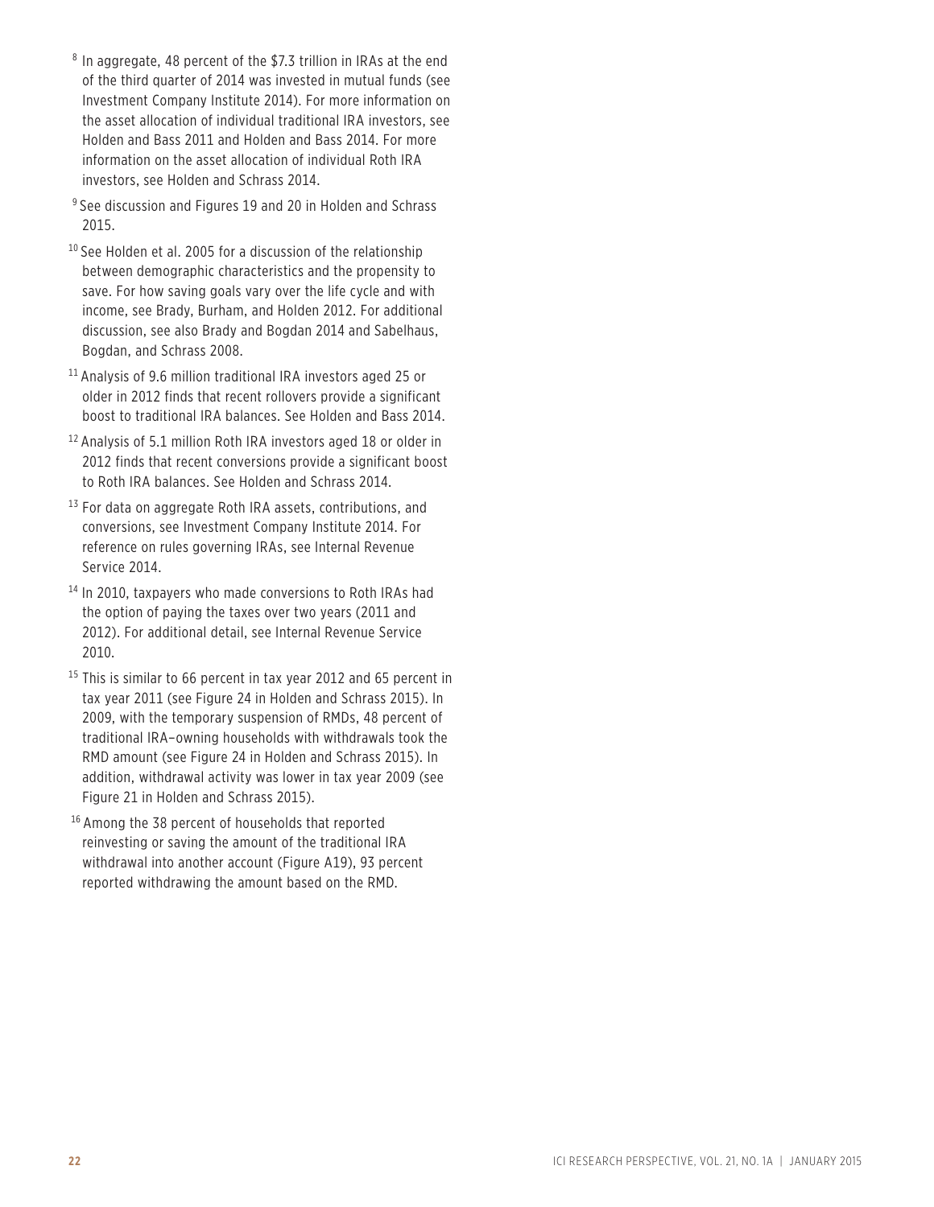[8] In aggregate, 48 percent of the $7.3 trillion in IRAs at the end of the third quarter of 2014 was invested in mutual funds (see Investment Company Institute 2014). For more information on the asset allocation of individual traditional IRA investors, see Holden and Bass 2011 and Holden and Bass 2014. For more information on the asset allocation of individual Roth IRA investors, see Holden and Schrass 2014.

[9] See discussion and Figures 19 and 20 in Holden and Schrass 2015.

[10] See Holden et al. 2005 for a discussion of the relationship between demographic characteristics and the propensity to save. For how saving goals vary over the life cycle and with income, see Brady, Burham, and Holden 2012. For additional discussion, see also Brady and Bogdan 2014 and Sabelhaus, Bogdan, and Schrass 2008.

[11] Analysis of 9.6 million traditional IRA investors aged 25 or older in 2012 finds that recent rollovers provide a significant boost to traditional IRA balances. See Holden and Bass 2014.

[12] Analysis of 5.1 million Roth IRA investors aged 18 or older in 2012 finds that recent conversions provide a significant boost to Roth IRA balances. See Holden and Schrass 2014.

[13] For data on aggregate Roth IRA assets, contributions, and conversions, see Investment Company Institute 2014. For reference on rules governing IRAs, see Internal Revenue Service 2014.

[14] In 2010, taxpayers who made conversions to Roth IRAs had the option of paying the taxes over two years (2011 and 2012). For additional detail, see Internal Revenue Service 2010.

[15] This is similar to 66 percent in tax year 2012 and 65 percent in tax year 2011 (see Figure 24 in Holden and Schrass 2015). In 2009, with the temporary suspension of RMDs, 48 percent of traditional IRA–owning households with withdrawals took the RMD amount (see Figure 24 in Holden and Schrass 2015). In addition, withdrawal activity was lower in tax year 2009 (see Figure 21 in Holden and Schrass 2015).

[16] Among the 38 percent of households that reported reinvesting or saving the amount of the traditional IRA withdrawal into another account (Figure A19), 93 percent reported withdrawing the amount based on the RMD.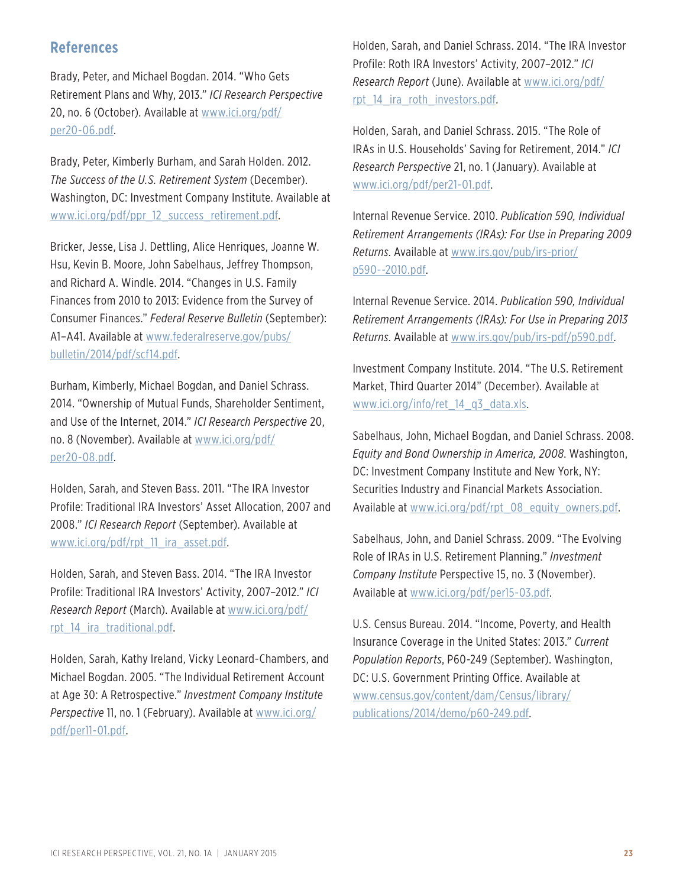## References

Brady, Peter, and Michael Bogdan. 2014. "Who Gets Retirement Plans and Why, 2013." *ICI Research Perspective* 20, no. 6 (October). Available at www.ici.org/pdf/per20-06.pdf.

Brady, Peter, Kimberly Burham, and Sarah Holden. 2012. *The Success of the U.S. Retirement System* (December). Washington, DC: Investment Company Institute. Available at www.ici.org/pdf/ppr_12_success_retirement.pdf.

Bricker, Jesse, Lisa J. Dettling, Alice Henriques, Joanne W. Hsu, Kevin B. Moore, John Sabelhaus, Jeffrey Thompson, and Richard A. Windle. 2014. "Changes in U.S. Family Finances from 2010 to 2013: Evidence from the Survey of Consumer Finances." *Federal Reserve Bulletin* (September): A1–A41. Available at www.federalreserve.gov/pubs/bulletin/2014/pdf/scf14.pdf.

Burham, Kimberly, Michael Bogdan, and Daniel Schrass. 2014. "Ownership of Mutual Funds, Shareholder Sentiment, and Use of the Internet, 2014." *ICI Research Perspective* 20, no. 8 (November). Available at www.ici.org/pdf/per20-08.pdf.

Holden, Sarah, and Steven Bass. 2011. "The IRA Investor Profile: Traditional IRA Investors' Asset Allocation, 2007 and 2008." *ICI Research Report* (September). Available at www.ici.org/pdf/rpt_11_ira_asset.pdf.

Holden, Sarah, and Steven Bass. 2014. "The IRA Investor Profile: Traditional IRA Investors' Activity, 2007–2012." *ICI Research Report* (March). Available at www.ici.org/pdf/rpt_14_ira_traditional.pdf.

Holden, Sarah, Kathy Ireland, Vicky Leonard-Chambers, and Michael Bogdan. 2005. "The Individual Retirement Account at Age 30: A Retrospective." *Investment Company Institute Perspective* 11, no. 1 (February). Available at www.ici.org/pdf/per11-01.pdf.

Holden, Sarah, and Daniel Schrass. 2014. "The IRA Investor Profile: Roth IRA Investors' Activity, 2007–2012." *ICI Research Report* (June). Available at www.ici.org/pdf/rpt_14_ira_roth_investors.pdf.

Holden, Sarah, and Daniel Schrass. 2015. "The Role of IRAs in U.S. Households' Saving for Retirement, 2014." *ICI Research Perspective* 21, no. 1 (January). Available at www.ici.org/pdf/per21-01.pdf.

Internal Revenue Service. 2010. *Publication 590, Individual Retirement Arrangements (IRAs): For Use in Preparing 2009 Returns*. Available at www.irs.gov/pub/irs-prior/p590--2010.pdf.

Internal Revenue Service. 2014. *Publication 590, Individual Retirement Arrangements (IRAs): For Use in Preparing 2013 Returns*. Available at www.irs.gov/pub/irs-pdf/p590.pdf.

Investment Company Institute. 2014. "The U.S. Retirement Market, Third Quarter 2014" (December). Available at www.ici.org/info/ret_14_q3_data.xls.

Sabelhaus, John, Michael Bogdan, and Daniel Schrass. 2008. *Equity and Bond Ownership in America, 2008*. Washington, DC: Investment Company Institute and New York, NY: Securities Industry and Financial Markets Association. Available at www.ici.org/pdf/rpt_08_equity_owners.pdf.

Sabelhaus, John, and Daniel Schrass. 2009. "The Evolving Role of IRAs in U.S. Retirement Planning." *Investment Company Institute* Perspective 15, no. 3 (November). Available at www.ici.org/pdf/per15-03.pdf.

U.S. Census Bureau. 2014. "Income, Poverty, and Health Insurance Coverage in the United States: 2013." *Current Population Reports*, P60-249 (September). Washington, DC: U.S. Government Printing Office. Available at www.census.gov/content/dam/Census/library/publications/2014/demo/p60-249.pdf.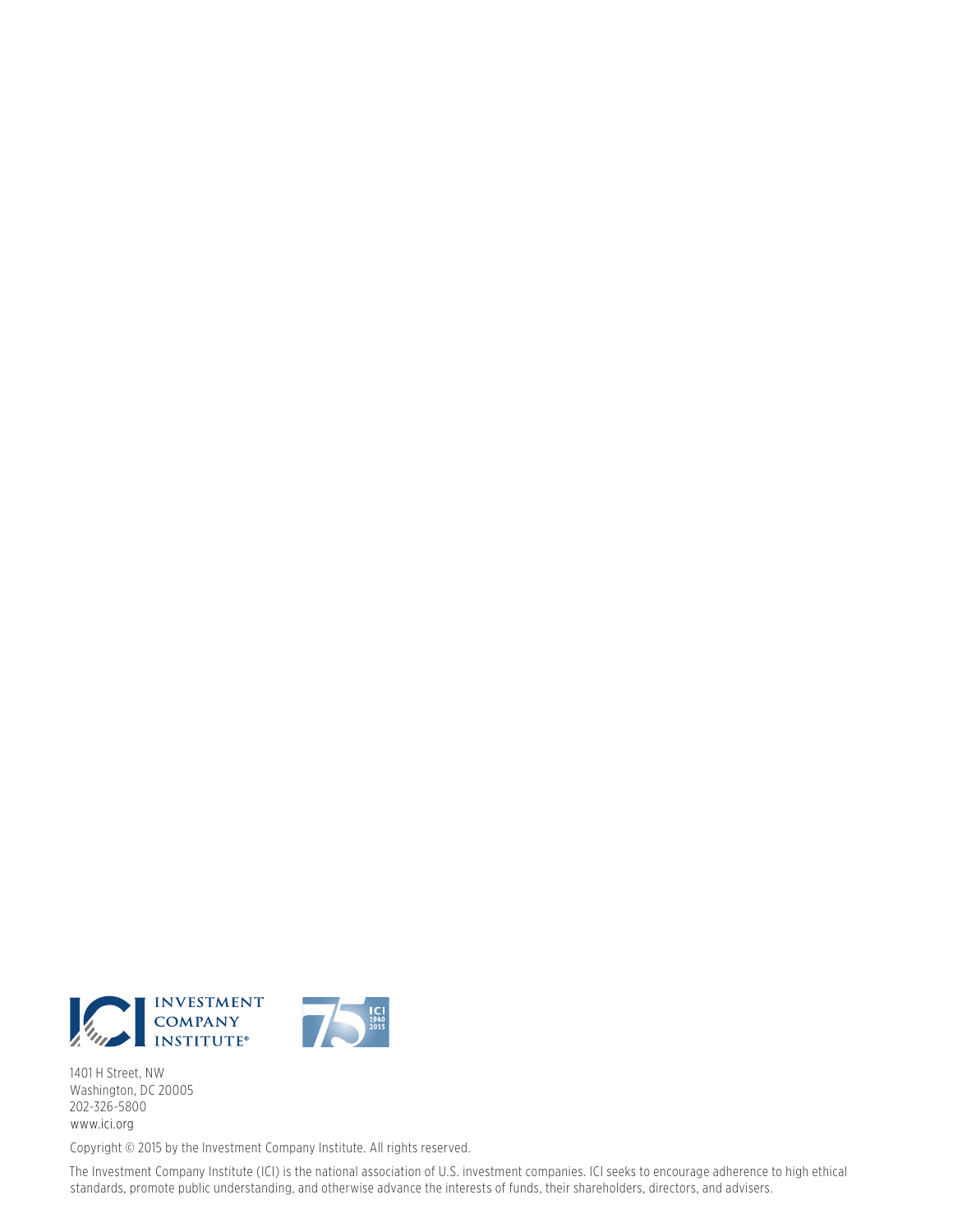INVESTMENT COMPANY INSTITUTE®

ICI 1940 2015

1401 H Street, NW
Washington, DC 20005
202-326-5800
www.ici.org

Copyright © 2015 by the Investment Company Institute. All rights reserved.

The Investment Company Institute (ICI) is the national association of U.S. investment companies. ICI seeks to encourage adherence to high ethical standards, promote public understanding, and otherwise advance the interests of funds, their shareholders, directors, and advisers.